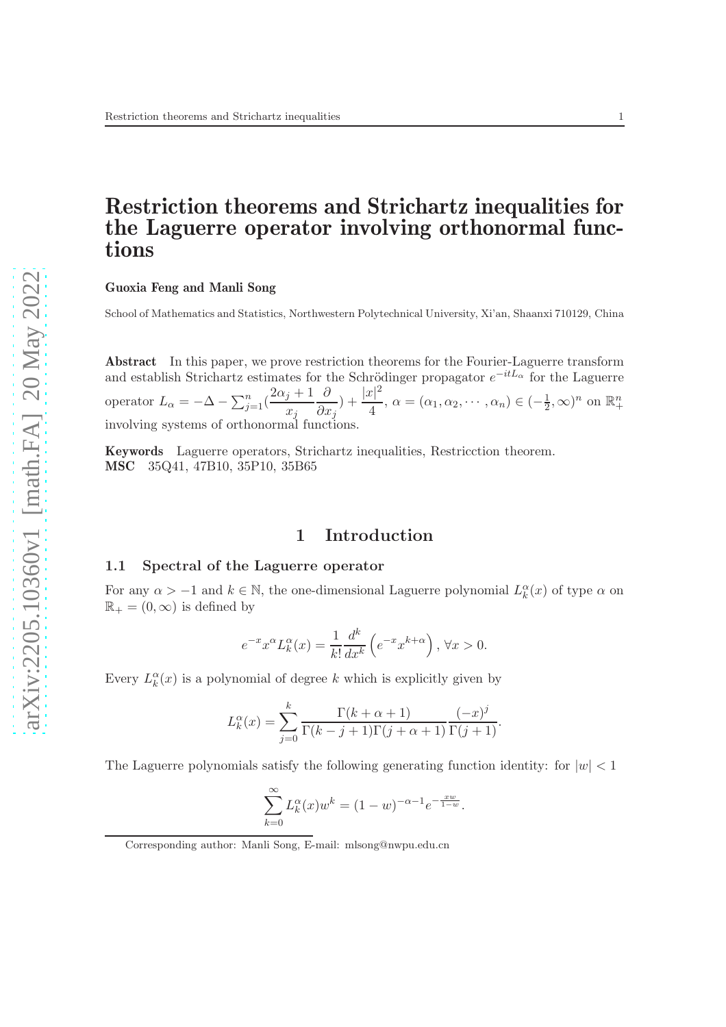# Restriction theorems and Strichartz inequalities for the Laguerre operator involving orthonormal functions

**Guoxia Feng and Manli Song**

School of Mathematics and Statistics, Northwestern Polytechnical University, Xi'an, Shaanxi 710129, China

**Abstract** In this paper, we prove restriction theorems for the Fourier-Laguerre transform and establish Strichartz estimates for the Schrödinger propagator $e^{-itL_\alpha}$ for the Laguerre operator $L_\alpha = -\Delta - \sum_{j=1}^{n}(\frac{2\alpha_j+1}{x_j}\frac{\partial}{\partial x_j}) + \frac{|x|^2}{4}$, $\alpha = (\alpha_1, \alpha_2, \cdots, \alpha_n) \in (-\frac{1}{2}, \infty)^n$ on $\mathbb{R}_+^n$ involving systems of orthonormal functions.

**Keywords** Laguerre operators, Strichartz inequalities, Restricction theorem.
**MSC** 35Q41, 47B10, 35P10, 35B65

## 1 Introduction

### 1.1 Spectral of the Laguerre operator

For any $\alpha > -1$ and $k \in \mathbb{N}$, the one-dimensional Laguerre polynomial $L_k^\alpha(x)$ of type $\alpha$ on $\mathbb{R}_+ = (0, \infty)$ is defined by

$$e^{-x}x^\alpha L_k^\alpha(x) = \frac{1}{k!}\frac{d^k}{dx^k}\left(e^{-x}x^{k+\alpha}\right), \forall x > 0.$$

Every $L_k^\alpha(x)$ is a polynomial of degree $k$ which is explicitly given by

$$L_k^\alpha(x) = \sum_{j=0}^{k}\frac{\Gamma(k+\alpha+1)}{\Gamma(k-j+1)\Gamma(j+\alpha+1)}\frac{(-x)^j}{\Gamma(j+1)}.$$

The Laguerre polynomials satisfy the following generating function identity: for $|w| < 1$

$$\sum_{k=0}^{\infty}L_k^\alpha(x)w^k = (1-w)^{-\alpha-1}e^{-\frac{xw}{1-w}}.$$

Corresponding author: Manli Song, E-mail: mlsong@nwpu.edu.cn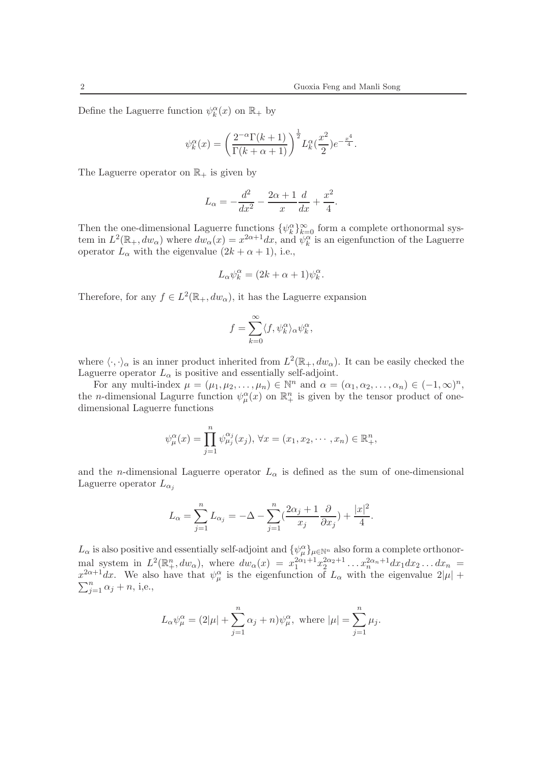Define the Laguerre function $\psi_k^\alpha(x)$ on $\mathbb{R}_+$ by

$$\psi_k^\alpha(x) = \left(\frac{2^{-\alpha}\Gamma(k+1)}{\Gamma(k+\alpha+1)}\right)^{\frac{1}{2}} L_k^\alpha(\frac{x^2}{2})e^{-\frac{x^4}{4}}.$$

The Laguerre operator on $\mathbb{R}_+$ is given by

$$L_\alpha = -\frac{d^2}{dx^2} - \frac{2\alpha+1}{x}\frac{d}{dx} + \frac{x^2}{4}.$$

Then the one-dimensional Laguerre functions $\{\psi_k^\alpha\}_{k=0}^\infty$ form a complete orthonormal system in $L^2(\mathbb{R}_+, dw_\alpha)$ where $dw_\alpha(x) = x^{2\alpha+1}dx$, and $\psi_k^\alpha$ is an eigenfunction of the Laguerre operator $L_\alpha$ with the eigenvalue $(2k+\alpha+1)$, i.e.,

$$L_\alpha \psi_k^\alpha = (2k+\alpha+1)\psi_k^\alpha.$$

Therefore, for any $f \in L^2(\mathbb{R}_+, dw_\alpha)$, it has the Laguerre expansion

$$f = \sum_{k=0}^\infty \langle f, \psi_k^\alpha \rangle_\alpha \psi_k^\alpha,$$

where $\langle \cdot, \cdot \rangle_\alpha$ is an inner product inherited from $L^2(\mathbb{R}_+, dw_\alpha)$. It can be easily checked the Laguerre operator $L_\alpha$ is positive and essentially self-adjoint.

For any multi-index $\mu = (\mu_1, \mu_2, \ldots, \mu_n) \in \mathbb{N}^n$ and $\alpha = (\alpha_1, \alpha_2, \ldots, \alpha_n) \in (-1, \infty)^n$, the $n$-dimensional Lagurre function $\psi_\mu^\alpha(x)$ on $\mathbb{R}_+^n$ is given by the tensor product of one-dimensional Laguerre functions

$$\psi_\mu^\alpha(x) = \prod_{j=1}^n \psi_{\mu_j}^{\alpha_j}(x_j), \; \forall x = (x_1, x_2, \cdots, x_n) \in \mathbb{R}_+^n,$$

and the $n$-dimensional Laguerre operator $L_\alpha$ is defined as the sum of one-dimensional Laguerre operator $L_{\alpha_j}$

$$L_\alpha = \sum_{j=1}^n L_{\alpha_j} = -\Delta - \sum_{j=1}^n (\frac{2\alpha_j+1}{x_j}\frac{\partial}{\partial x_j}) + \frac{|x|^2}{4}.$$

$L_\alpha$ is also positive and essentially self-adjoint and $\{\psi_\mu^\alpha\}_{\mu\in\mathbb{N}^n}$ also form a complete orthonormal system in $L^2(\mathbb{R}_+^n, dw_\alpha)$, where $dw_\alpha(x) = x_1^{2\alpha_1+1}x_2^{2\alpha_2+1}\ldots x_n^{2\alpha_n+1}dx_1dx_2\ldots dx_n = x^{2\alpha+1}dx$. We also have that $\psi_\mu^\alpha$ is the eigenfunction of $L_\alpha$ with the eigenvalue $2|\mu| + \sum_{j=1}^n \alpha_j + n$, i,e.,

$$L_\alpha \psi_\mu^\alpha = (2|\mu| + \sum_{j=1}^n \alpha_j + n)\psi_\mu^\alpha, \text{ where } |\mu| = \sum_{j=1}^n \mu_j.$$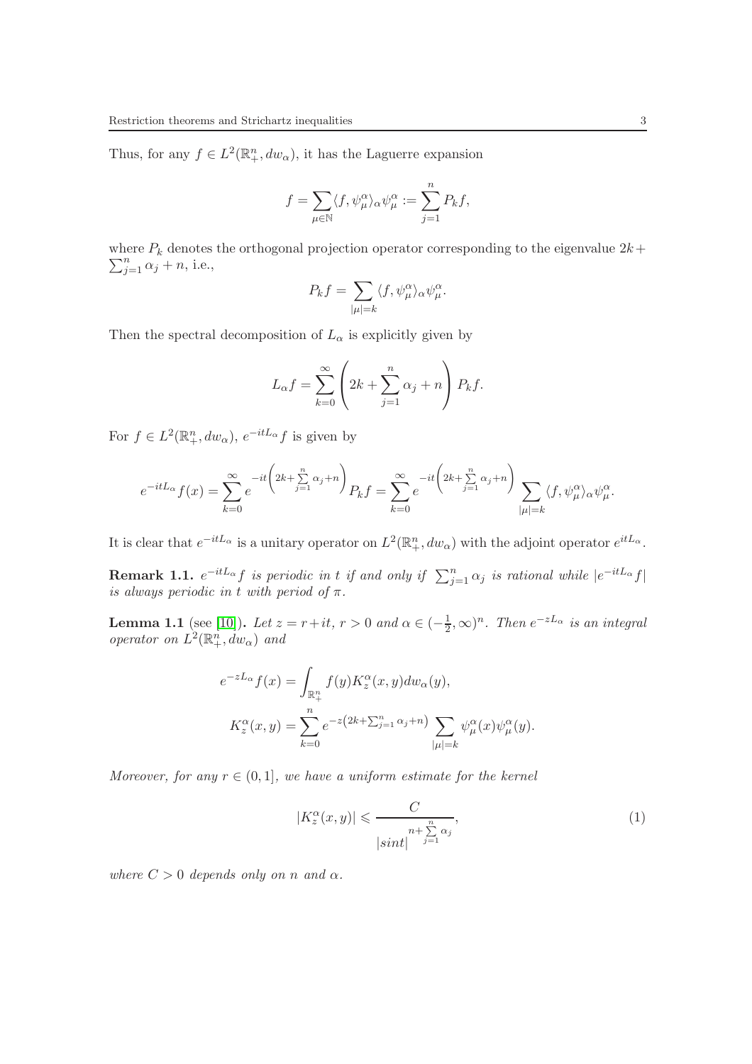Thus, for any $f \in L^2(\mathbb{R}_+^n, dw_\alpha)$, it has the Laguerre expansion

$$f = \sum_{\mu \in \mathbb{N}} \langle f, \psi_\mu^\alpha \rangle_\alpha \psi_\mu^\alpha := \sum_{j=1}^{n} P_k f,$$

where $P_k$ denotes the orthogonal projection operator corresponding to the eigenvalue $2k + \sum_{j=1}^{n} \alpha_j + n$, i.e.,

$$P_k f = \sum_{|\mu|=k} \langle f, \psi_\mu^\alpha \rangle_\alpha \psi_\mu^\alpha.$$

Then the spectral decomposition of $L_\alpha$ is explicitly given by

$$L_\alpha f = \sum_{k=0}^{\infty} \left( 2k + \sum_{j=1}^{n} \alpha_j + n \right) P_k f.$$

For $f \in L^2(\mathbb{R}_+^n, dw_\alpha)$, $e^{-itL_\alpha} f$ is given by

$$e^{-itL_\alpha} f(x) = \sum_{k=0}^{\infty} e^{-it\left(2k + \sum\limits_{j=1}^{n} \alpha_j + n\right)} P_k f = \sum_{k=0}^{\infty} e^{-it\left(2k + \sum\limits_{j=1}^{n} \alpha_j + n\right)} \sum_{|\mu|=k} \langle f, \psi_\mu^\alpha \rangle_\alpha \psi_\mu^\alpha.$$

It is clear that $e^{-itL_\alpha}$ is a unitary operator on $L^2(\mathbb{R}_+^n, dw_\alpha)$ with the adjoint operator $e^{itL_\alpha}$.

**Remark 1.1.** *$e^{-itL_\alpha} f$ is periodic in $t$ if and only if $\sum_{j=1}^{n} \alpha_j$ is rational while $|e^{-itL_\alpha} f|$ is always periodic in $t$ with period of $\pi$.*

**Lemma 1.1** (see [10]). *Let $z = r + it$, $r > 0$ and $\alpha \in (-\frac{1}{2}, \infty)^n$. Then $e^{-zL_\alpha}$ is an integral operator on $L^2(\mathbb{R}_+^n, dw_\alpha)$ and*

$$\begin{aligned}
e^{-zL_\alpha} f(x) &= \int_{\mathbb{R}_+^n} f(y) K_z^\alpha(x, y) dw_\alpha(y), \\
K_z^\alpha(x, y) &= \sum_{k=0}^{n} e^{-z\left(2k + \sum_{j=1}^{n} \alpha_j + n\right)} \sum_{|\mu|=k} \psi_\mu^\alpha(x) \psi_\mu^\alpha(y).
\end{aligned}$$

*Moreover, for any $r \in (0, 1]$, we have a uniform estimate for the kernel*

$$|K_z^\alpha(x, y)| \leqslant \frac{C}{|sint|^{n + \sum\limits_{j=1}^{n} \alpha_j}}, \tag{1}$$

*where $C > 0$ depends only on $n$ and $\alpha$.*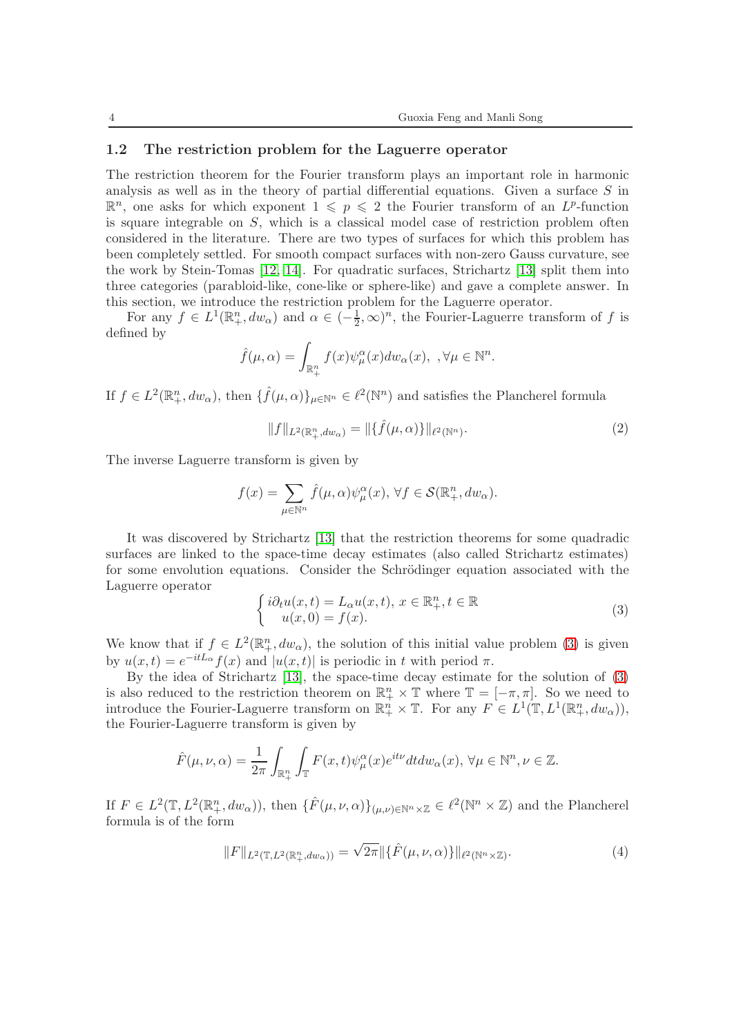### 1.2 The restriction problem for the Laguerre operator

The restriction theorem for the Fourier transform plays an important role in harmonic analysis as well as in the theory of partial differential equations. Given a surface $S$ in $\mathbb{R}^n$, one asks for which exponent $1 \leqslant p \leqslant 2$ the Fourier transform of an $L^p$-function is square integrable on $S$, which is a classical model case of restriction problem often considered in the literature. There are two types of surfaces for which this problem has been completely settled. For smooth compact surfaces with non-zero Gauss curvature, see the work by Stein-Tomas [12, 14]. For quadratic surfaces, Strichartz [13] split them into three categories (paraboloid-like, cone-like or sphere-like) and gave a complete answer. In this section, we introduce the restriction problem for the Laguerre operator.

For any $f \in L^1(\mathbb{R}^n_+, dw_\alpha)$ and $\alpha \in (-\frac{1}{2}, \infty)^n$, the Fourier-Laguerre transform of $f$ is defined by

$$\hat{f}(\mu, \alpha) = \int_{\mathbb{R}^n_+} f(x)\psi^\alpha_\mu(x) dw_\alpha(x), \ , \forall \mu \in \mathbb{N}^n.$$

If $f \in L^2(\mathbb{R}^n_+, dw_\alpha)$, then $\{\hat{f}(\mu, \alpha)\}_{\mu \in \mathbb{N}^n} \in \ell^2(\mathbb{N}^n)$ and satisfies the Plancherel formula

$$\|f\|_{L^2(\mathbb{R}^n_+, dw_\alpha)} = \|\{\hat{f}(\mu, \alpha)\}\|_{\ell^2(\mathbb{N}^n)}. \tag{2}$$

The inverse Laguerre transform is given by

$$f(x) = \sum_{\mu \in \mathbb{N}^n} \hat{f}(\mu, \alpha)\psi^\alpha_\mu(x), \ \forall f \in \mathcal{S}(\mathbb{R}^n_+, dw_\alpha).$$

It was discovered by Strichartz [13] that the restriction theorems for some quadradic surfaces are linked to the space-time decay estimates (also called Strichartz estimates) for some envolution equations. Consider the Schrödinger equation associated with the Laguerre operator

$$\begin{cases} i\partial_t u(x,t) = L_\alpha u(x,t), \ x \in \mathbb{R}^n_+, t \in \mathbb{R} \\ \quad u(x,0) = f(x). \end{cases} \tag{3}$$

We know that if $f \in L^2(\mathbb{R}^n_+, dw_\alpha)$, the solution of this initial value problem (3) is given by $u(x,t) = e^{-itL_\alpha}f(x)$ and $|u(x,t)|$ is periodic in $t$ with period $\pi$.

By the idea of Strichartz [13], the space-time decay estimate for the solution of (3) is also reduced to the restriction theorem on $\mathbb{R}^n_+ \times \mathbb{T}$ where $\mathbb{T} = [-\pi, \pi]$. So we need to introduce the Fourier-Laguerre transform on $\mathbb{R}^n_+ \times \mathbb{T}$. For any $F \in L^1(\mathbb{T}, L^1(\mathbb{R}^n_+, dw_\alpha))$, the Fourier-Laguerre transform is given by

$$\hat{F}(\mu, \nu, \alpha) = \frac{1}{2\pi}\int_{\mathbb{R}^n_+}\int_{\mathbb{T}} F(x,t)\psi^\alpha_\mu(x)e^{it\nu} dt dw_\alpha(x), \ \forall \mu \in \mathbb{N}^n, \nu \in \mathbb{Z}.$$

If $F \in L^2(\mathbb{T}, L^2(\mathbb{R}^n_+, dw_\alpha))$, then $\{\hat{F}(\mu, \nu, \alpha)\}_{(\mu,\nu) \in \mathbb{N}^n \times \mathbb{Z}} \in \ell^2(\mathbb{N}^n \times \mathbb{Z})$ and the Plancherel formula is of the form

$$\|F\|_{L^2(\mathbb{T}, L^2(\mathbb{R}^n_+, dw_\alpha))} = \sqrt{2\pi}\|\{\hat{F}(\mu, \nu, \alpha)\}\|_{\ell^2(\mathbb{N}^n \times \mathbb{Z})}. \tag{4}$$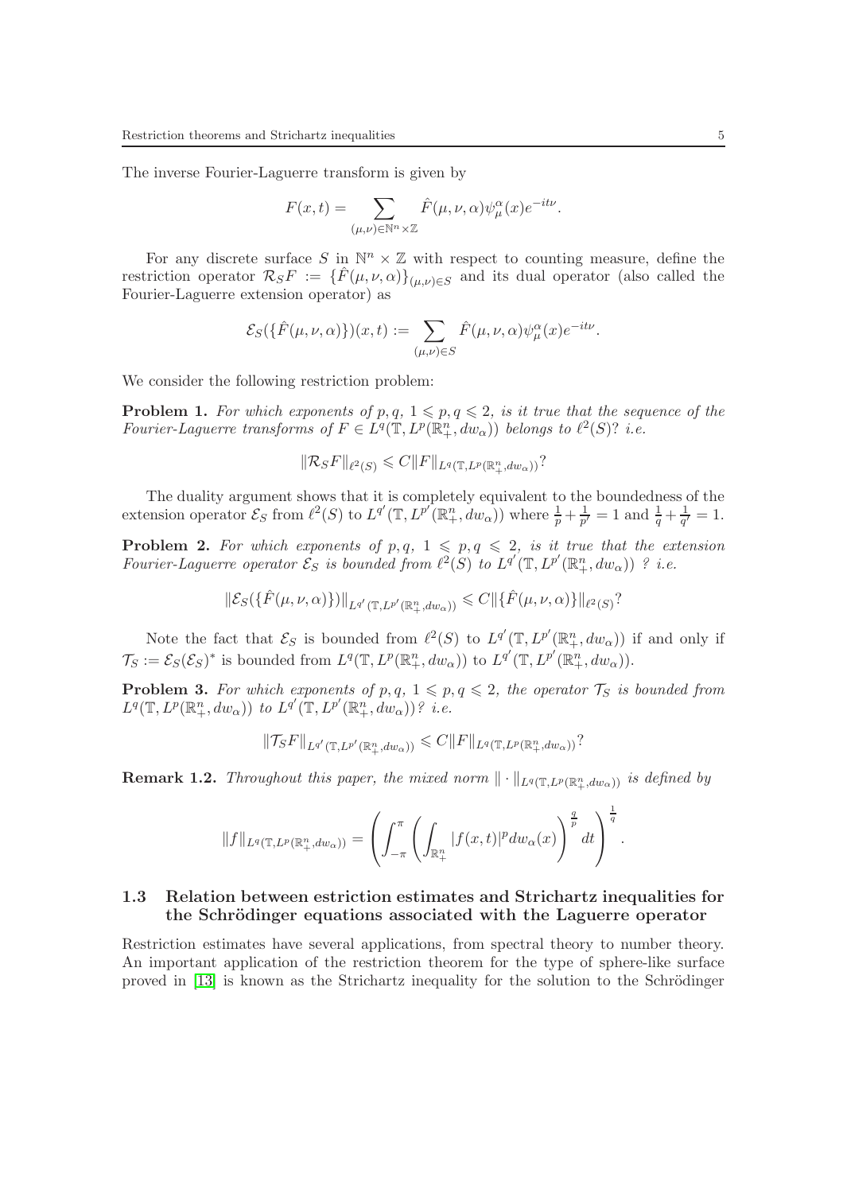The inverse Fourier-Laguerre transform is given by

$$F(x,t) = \sum_{(\mu,\nu)\in\mathbb{N}^n\times\mathbb{Z}} \hat{F}(\mu,\nu,\alpha)\psi_\mu^\alpha(x)e^{-it\nu}.$$

For any discrete surface $S$ in $\mathbb{N}^n \times \mathbb{Z}$ with respect to counting measure, define the restriction operator $\mathcal{R}_S F := \{\hat{F}(\mu,\nu,\alpha)\}_{(\mu,\nu)\in S}$ and its dual operator (also called the Fourier-Laguerre extension operator) as

$$\mathcal{E}_S(\{\hat{F}(\mu,\nu,\alpha)\})(x,t) := \sum_{(\mu,\nu)\in S} \hat{F}(\mu,\nu,\alpha)\psi_\mu^\alpha(x)e^{-it\nu}.$$

We consider the following restriction problem:

**Problem 1.** *For which exponents of $p,q$, $1 \leqslant p,q \leqslant 2$, is it true that the sequence of the Fourier-Laguerre transforms of $F \in L^q(\mathbb{T}, L^p(\mathbb{R}_+^n, dw_\alpha))$ belongs to $\ell^2(S)$? i.e.*

$$\|\mathcal{R}_S F\|_{\ell^2(S)} \leqslant C\|F\|_{L^q(\mathbb{T},L^p(\mathbb{R}_+^n,dw_\alpha))}?$$

The duality argument shows that it is completely equivalent to the boundedness of the extension operator $\mathcal{E}_S$ from $\ell^2(S)$ to $L^{q'}(\mathbb{T}, L^{p'}(\mathbb{R}_+^n, dw_\alpha))$ where $\frac{1}{p} + \frac{1}{p'} = 1$ and $\frac{1}{q} + \frac{1}{q'} = 1$.

**Problem 2.** *For which exponents of $p,q$, $1 \leqslant p,q \leqslant 2$, is it true that the extension Fourier-Laguerre operator $\mathcal{E}_S$ is bounded from $\ell^2(S)$ to $L^{q'}(\mathbb{T}, L^{p'}(\mathbb{R}_+^n, dw_\alpha))$ ? i.e.*

$$\|\mathcal{E}_S(\{\hat{F}(\mu,\nu,\alpha)\})\|_{L^{q'}(\mathbb{T},L^{p'}(\mathbb{R}_+^n,dw_\alpha))} \leqslant C\|\{\hat{F}(\mu,\nu,\alpha)\}\|_{\ell^2(S)}?$$

Note the fact that $\mathcal{E}_S$ is bounded from $\ell^2(S)$ to $L^{q'}(\mathbb{T}, L^{p'}(\mathbb{R}_+^n, dw_\alpha))$ if and only if $\mathcal{T}_S := \mathcal{E}_S(\mathcal{E}_S)^*$ is bounded from $L^q(\mathbb{T}, L^p(\mathbb{R}_+^n, dw_\alpha))$ to $L^{q'}(\mathbb{T}, L^{p'}(\mathbb{R}_+^n, dw_\alpha))$.

**Problem 3.** *For which exponents of $p,q$, $1 \leqslant p,q \leqslant 2$, the operator $\mathcal{T}_S$ is bounded from $L^q(\mathbb{T}, L^p(\mathbb{R}_+^n, dw_\alpha))$ to $L^{q'}(\mathbb{T}, L^{p'}(\mathbb{R}_+^n, dw_\alpha))$? i.e.*

$$\|\mathcal{T}_S F\|_{L^{q'}(\mathbb{T},L^{p'}(\mathbb{R}_+^n,dw_\alpha))} \leqslant C\|F\|_{L^q(\mathbb{T},L^p(\mathbb{R}_+^n,dw_\alpha))}?$$

**Remark 1.2.** *Throughout this paper, the mixed norm $\|\cdot\|_{L^q(\mathbb{T},L^p(\mathbb{R}_+^n,dw_\alpha))}$ is defined by*

$$\|f\|_{L^q(\mathbb{T},L^p(\mathbb{R}_+^n,dw_\alpha))} = \left(\int_{-\pi}^{\pi}\left(\int_{\mathbb{R}_+^n}|f(x,t)|^p dw_\alpha(x)\right)^{\frac{q}{p}}dt\right)^{\frac{1}{q}}.$$

### 1.3 Relation between estriction estimates and Strichartz inequalities for the Schrödinger equations associated with the Laguerre operator

Restriction estimates have several applications, from spectral theory to number theory. An important application of the restriction theorem for the type of sphere-like surface proved in [13] is known as the Strichartz inequality for the solution to the Schrödinger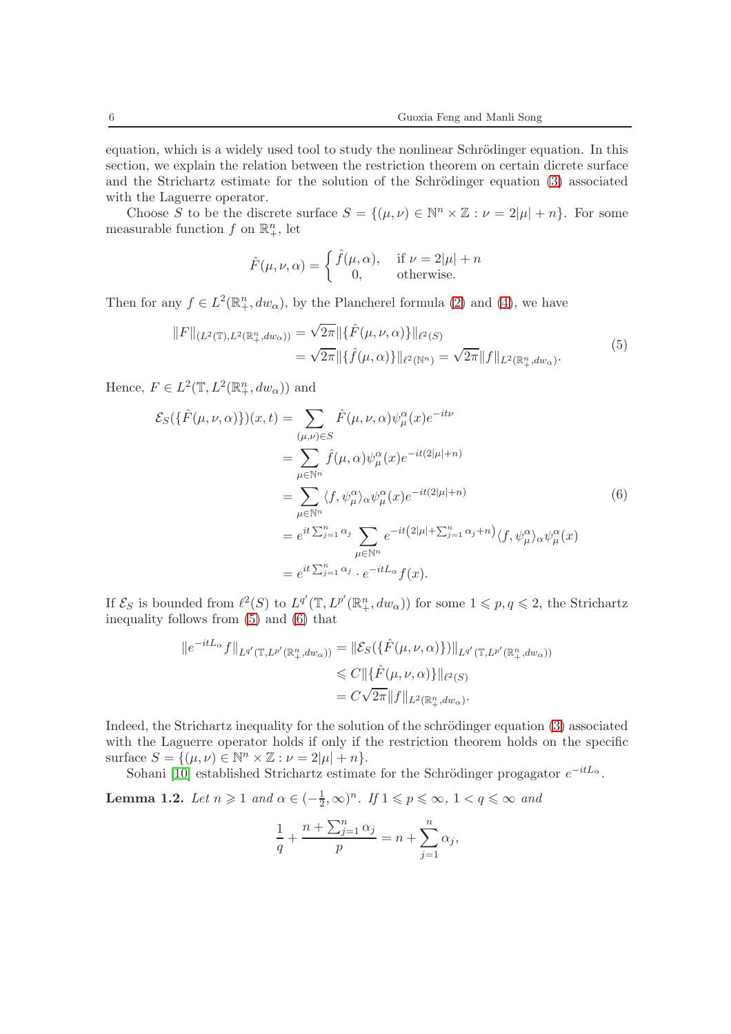equation, which is a widely used tool to study the nonlinear Schrödinger equation. In this section, we explain the relation between the restriction theorem on certain dicrete surface and the Strichartz estimate for the solution of the Schrödinger equation (3) associated with the Laguerre operator.

Choose $S$ to be the discrete surface $S = \{(\mu, \nu) \in \mathbb{N}^n \times \mathbb{Z} : \nu = 2|\mu| + n\}$. For some measurable function $f$ on $\mathbb{R}^n_+$, let

$$\hat{F}(\mu, \nu, \alpha) = \begin{cases} \hat{f}(\mu, \alpha), & \text{if } \nu = 2|\mu| + n \\ 0, & \text{otherwise.} \end{cases}$$

Then for any $f \in L^2(\mathbb{R}^n_+, dw_\alpha)$, by the Plancherel formula (2) and (4), we have

$$\begin{aligned} \|F\|_{(L^2(\mathbb{T}), L^2(\mathbb{R}^n_+, dw_\alpha))} &= \sqrt{2\pi}\|\{\hat{F}(\mu, \nu, \alpha)\}\|_{\ell^2(S)} \\ &= \sqrt{2\pi}\|\{\hat{f}(\mu, \alpha)\}\|_{\ell^2(\mathbb{N}^n)} = \sqrt{2\pi}\|f\|_{L^2(\mathbb{R}^n_+, dw_\alpha)}. \end{aligned} \tag{5}$$

Hence, $F \in L^2(\mathbb{T}, L^2(\mathbb{R}^n_+, dw_\alpha))$ and

$$\begin{aligned} \mathcal{E}_S(\{\hat{F}(\mu, \nu, \alpha)\})(x, t) &= \sum_{(\mu, \nu) \in S} \hat{F}(\mu, \nu, \alpha)\psi^\alpha_\mu(x) e^{-it\nu} \\ &= \sum_{\mu \in \mathbb{N}^n} \hat{f}(\mu, \alpha)\psi^\alpha_\mu(x) e^{-it(2|\mu| + n)} \\ &= \sum_{\mu \in \mathbb{N}^n} \langle f, \psi^\alpha_\mu \rangle_\alpha \psi^\alpha_\mu(x) e^{-it(2|\mu| + n)} \\ &= e^{it\sum_{j=1}^n \alpha_j} \sum_{\mu \in \mathbb{N}^n} e^{-it\left(2|\mu| + \sum_{j=1}^n \alpha_j + n\right)} \langle f, \psi^\alpha_\mu \rangle_\alpha \psi^\alpha_\mu(x) \\ &= e^{it\sum_{j=1}^n \alpha_j} \cdot e^{-itL_\alpha} f(x). \end{aligned} \tag{6}$$

If $\mathcal{E}_S$ is bounded from $\ell^2(S)$ to $L^{q'}(\mathbb{T}, L^{p'}(\mathbb{R}^n_+, dw_\alpha))$ for some $1 \leqslant p, q \leqslant 2$, the Strichartz inequality follows from (5) and (6) that

$$\begin{aligned} \|e^{-itL_\alpha} f\|_{L^{q'}(\mathbb{T}, L^{p'}(\mathbb{R}^n_+, dw_\alpha))} &= \|\mathcal{E}_S(\{\hat{F}(\mu, \nu, \alpha)\})\|_{L^{q'}(\mathbb{T}, L^{p'}(\mathbb{R}^n_+, dw_\alpha))} \\ &\leqslant C\|\{\hat{F}(\mu, \nu, \alpha)\}\|_{\ell^2(S)} \\ &= C\sqrt{2\pi}\|f\|_{L^2(\mathbb{R}^n_+, dw_\alpha)}. \end{aligned}$$

Indeed, the Strichartz inequality for the solution of the schrödinger equation (3) associated with the Laguerre operator holds if only if the restriction theorem holds on the specific surface $S = \{(\mu, \nu) \in \mathbb{N}^n \times \mathbb{Z} : \nu = 2|\mu| + n\}$.

Sohani [10] established Strichartz estimate for the Schrödinger progagator $e^{-itL_\alpha}$.

**Lemma 1.2.** *Let $n \geqslant 1$ and $\alpha \in (-\frac{1}{2}, \infty)^n$. If $1 \leqslant p \leqslant \infty$, $1 < q \leqslant \infty$ and*

$$\frac{1}{q} + \frac{n + \sum_{j=1}^n \alpha_j}{p} = n + \sum_{j=1}^n \alpha_j,$$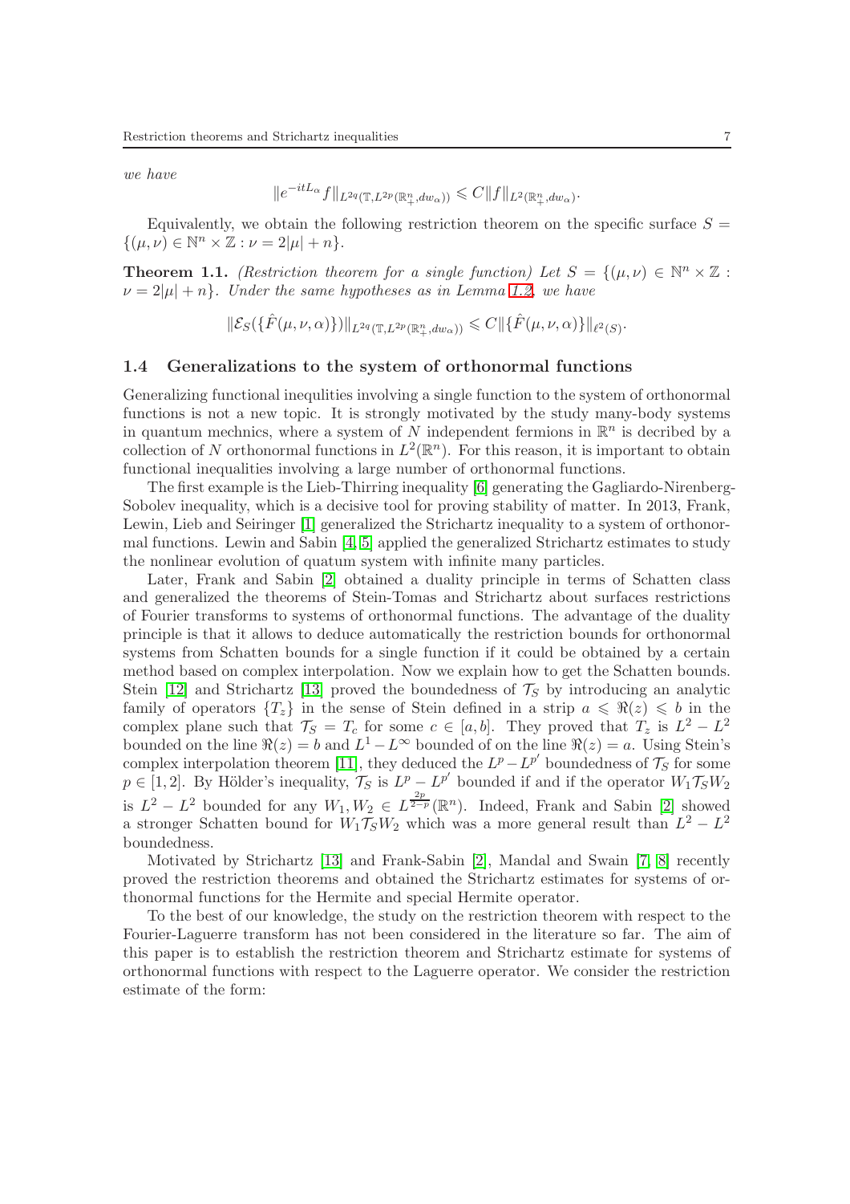*we have*

$$\|e^{-itL_\alpha} f\|_{L^{2q}(\mathbb{T},L^{2p}(\mathbb{R}^n_+,dw_\alpha))} \leqslant C\|f\|_{L^2(\mathbb{R}^n_+,dw_\alpha)}.$$

Equivalently, we obtain the following restriction theorem on the specific surface $S = \{(\mu,\nu) \in \mathbb{N}^n \times \mathbb{Z} : \nu = 2|\mu| + n\}$.

**Theorem 1.1.** *(Restriction theorem for a single function) Let $S = \{(\mu,\nu) \in \mathbb{N}^n \times \mathbb{Z} : \nu = 2|\mu| + n\}$. Under the same hypotheses as in Lemma 1.2, we have*

$$\|\mathcal{E}_S(\{\hat{F}(\mu,\nu,\alpha)\})\|_{L^{2q}(\mathbb{T},L^{2p}(\mathbb{R}^n_+,dw_\alpha))} \leqslant C\|\{\hat{F}(\mu,\nu,\alpha)\}\|_{\ell^2(S)}.$$

### 1.4 Generalizations to the system of orthonormal functions

Generalizing functional inequlities involving a single function to the system of orthonormal functions is not a new topic. It is strongly motivated by the study many-body systems in quantum mechnics, where a system of $N$ independent fermions in $\mathbb{R}^n$ is decribed by a collection of $N$ orthonormal functions in $L^2(\mathbb{R}^n)$. For this reason, it is important to obtain functional inequalities involving a large number of orthonormal functions.

The first example is the Lieb-Thirring inequality [6] generating the Gagliardo-Nirenberg-Sobolev inequality, which is a decisive tool for proving stability of matter. In 2013, Frank, Lewin, Lieb and Seiringer [1] generalized the Strichartz inequality to a system of orthonormal functions. Lewin and Sabin [4, 5] applied the generalized Strichartz estimates to study the nonlinear evolution of quatum system with infinite many particles.

Later, Frank and Sabin [2] obtained a duality principle in terms of Schatten class and generalized the theorems of Stein-Tomas and Strichartz about surfaces restrictions of Fourier transforms to systems of orthonormal functions. The advantage of the duality principle is that it allows to deduce automatically the restriction bounds for orthonormal systems from Schatten bounds for a single function if it could be obtained by a certain method based on complex interpolation. Now we explain how to get the Schatten bounds. Stein [12] and Strichartz [13] proved the boundedness of $\mathcal{T}_S$ by introducing an analytic family of operators $\{T_z\}$ in the sense of Stein defined in a strip $a \leqslant \Re(z) \leqslant b$ in the complex plane such that $\mathcal{T}_S = T_c$ for some $c \in [a,b]$. They proved that $T_z$ is $L^2 - L^2$ bounded on the line $\Re(z) = b$ and $L^1 - L^\infty$ bounded of on the line $\Re(z) = a$. Using Stein's complex interpolation theorem [11], they deduced the $L^p - L^{p'}$ boundedness of $\mathcal{T}_S$ for some $p \in [1,2]$. By Hölder's inequality, $\mathcal{T}_S$ is $L^p - L^{p'}$ bounded if and if the operator $W_1\mathcal{T}_S W_2$ is $L^2 - L^2$ bounded for any $W_1, W_2 \in L^{\frac{2p}{2-p}}(\mathbb{R}^n)$. Indeed, Frank and Sabin [2] showed a stronger Schatten bound for $W_1\mathcal{T}_S W_2$ which was a more general result than $L^2 - L^2$ boundedness.

Motivated by Strichartz [13] and Frank-Sabin [2], Mandal and Swain [7, 8] recently proved the restriction theorems and obtained the Strichartz estimates for systems of orthonormal functions for the Hermite and special Hermite operator.

To the best of our knowledge, the study on the restriction theorem with respect to the Fourier-Laguerre transform has not been considered in the literature so far. The aim of this paper is to establish the restriction theorem and Strichartz estimate for systems of orthonormal functions with respect to the Laguerre operator. We consider the restriction estimate of the form: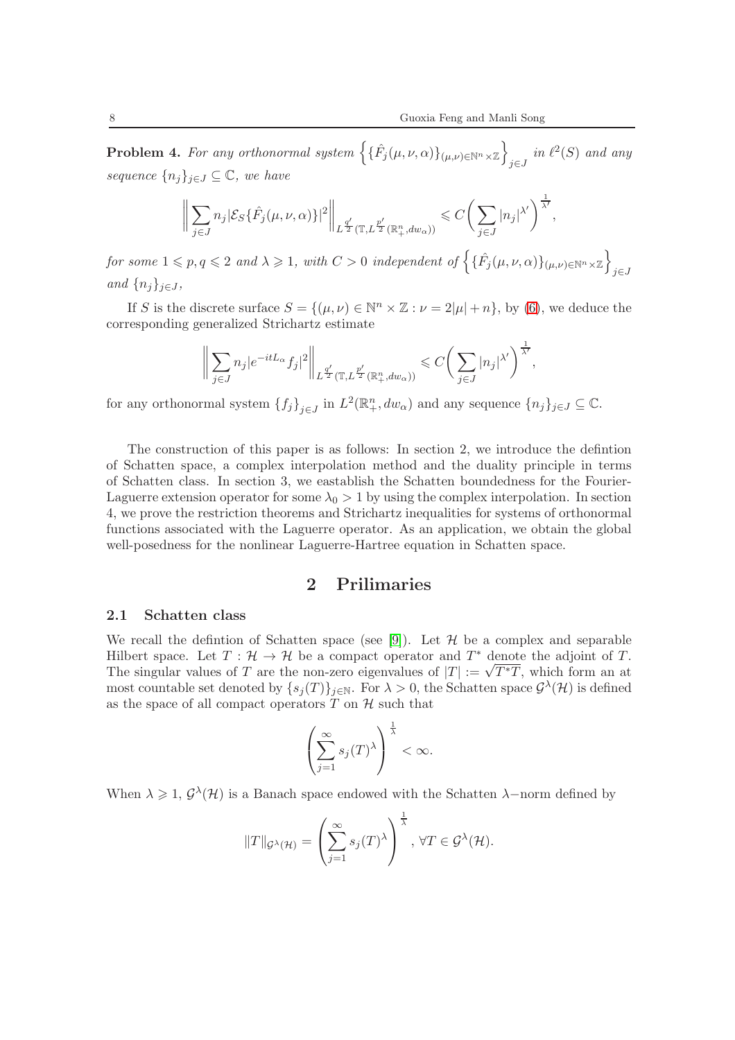**Problem 4.** *For any orthonormal system $\left\{\{\hat{F}_j(\mu,\nu,\alpha)\}_{(\mu,\nu)\in\mathbb{N}^n\times\mathbb{Z}}\right\}_{j\in J}$ in $\ell^2(S)$ and any sequence $\{n_j\}_{j\in J}\subseteq\mathbb{C}$, we have*

$$\bigg\|\sum_{j\in J} n_j|\mathcal{E}_S\{\hat{F}_j(\mu,\nu,\alpha)\}|^2\bigg\|_{L^{\frac{q'}{2}}(\mathbb{T},L^{\frac{p'}{2}}(\mathbb{R}^n_+,dw_\alpha))}\leqslant C\bigg(\sum_{j\in J}|n_j|^{\lambda'}\bigg)^{\frac{1}{\lambda'}},$$

*for some $1\leqslant p,q\leqslant 2$ and $\lambda\geqslant 1$, with $C>0$ independent of $\left\{\{\hat{F}_j(\mu,\nu,\alpha)\}_{(\mu,\nu)\in\mathbb{N}^n\times\mathbb{Z}}\right\}_{j\in J}$ and $\{n_j\}_{j\in J}$,*

If $S$ is the discrete surface $S=\{(\mu,\nu)\in\mathbb{N}^n\times\mathbb{Z}:\nu=2|\mu|+n\}$, by (6), we deduce the corresponding generalized Strichartz estimate

$$\bigg\|\sum_{j\in J} n_j|e^{-itL_\alpha}f_j|^2\bigg\|_{L^{\frac{q'}{2}}(\mathbb{T},L^{\frac{p'}{2}}(\mathbb{R}^n_+,dw_\alpha))}\leqslant C\bigg(\sum_{j\in J}|n_j|^{\lambda'}\bigg)^{\frac{1}{\lambda'}},$$

for any orthonormal system $\{f_j\}_{j\in J}$ in $L^2(\mathbb{R}^n_+,dw_\alpha)$ and any sequence $\{n_j\}_{j\in J}\subseteq\mathbb{C}$.

The construction of this paper is as follows: In section 2, we introduce the defintion of Schatten space, a complex interpolation method and the duality principle in terms of Schatten class. In section 3, we eastablish the Schatten boundedness for the Fourier-Laguerre extension operator for some $\lambda_0>1$ by using the complex interpolation. In section 4, we prove the restriction theorems and Strichartz inequalities for systems of orthonormal functions associated with the Laguerre operator. As an application, we obtain the global well-posedness for the nonlinear Laguerre-Hartree equation in Schatten space.

## 2 Prilimaries

### 2.1 Schatten class

We recall the defintion of Schatten space (see [9]). Let $\mathcal{H}$ be a complex and separable Hilbert space. Let $T:\mathcal{H}\to\mathcal{H}$ be a compact operator and $T^*$ denote the adjoint of $T$. The singular values of $T$ are the non-zero eigenvalues of $|T|:=\sqrt{T^*T}$, which form an at most countable set denoted by $\{s_j(T)\}_{j\in\mathbb{N}}$. For $\lambda>0$, the Schatten space $\mathcal{G}^\lambda(\mathcal{H})$ is defined as the space of all compact operators $T$ on $\mathcal{H}$ such that

$$\left(\sum_{j=1}^{\infty}s_j(T)^\lambda\right)^{\frac{1}{\lambda}}<\infty.$$

When $\lambda\geqslant 1$, $\mathcal{G}^\lambda(\mathcal{H})$ is a Banach space endowed with the Schatten $\lambda-$norm defined by

$$\|T\|_{\mathcal{G}^\lambda(\mathcal{H})}=\left(\sum_{j=1}^{\infty}s_j(T)^\lambda\right)^{\frac{1}{\lambda}},\ \forall T\in\mathcal{G}^\lambda(\mathcal{H}).$$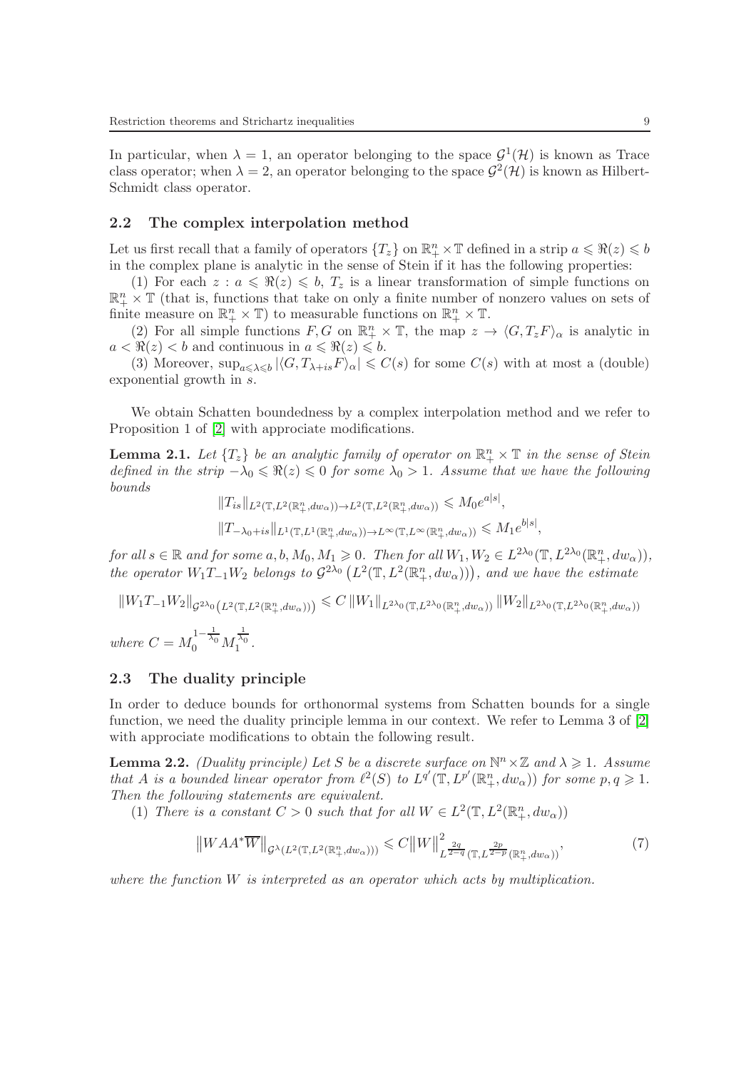In particular, when $\lambda = 1$, an operator belonging to the space $\mathcal{G}^1(\mathcal{H})$ is known as Trace class operator; when $\lambda = 2$, an operator belonging to the space $\mathcal{G}^2(\mathcal{H})$ is known as Hilbert-Schmidt class operator.

### 2.2 The complex interpolation method

Let us first recall that a family of operators $\{T_z\}$ on $\mathbb{R}^n_+ \times \mathbb{T}$ defined in a strip $a \leqslant \Re(z) \leqslant b$ in the complex plane is analytic in the sense of Stein if it has the following properties:

(1) For each $z : a \leqslant \Re(z) \leqslant b$, $T_z$ is a linear transformation of simple functions on $\mathbb{R}^n_+ \times \mathbb{T}$ (that is, functions that take on only a finite number of nonzero values on sets of finite measure on $\mathbb{R}^n_+ \times \mathbb{T}$) to measurable functions on $\mathbb{R}^n_+ \times \mathbb{T}$.

(2) For all simple functions $F, G$ on $\mathbb{R}^n_+ \times \mathbb{T}$, the map $z \to \langle G, T_z F\rangle_\alpha$ is analytic in $a < \Re(z) < b$ and continuous in $a \leqslant \Re(z) \leqslant b$.

(3) Moreover, $\sup_{a\leqslant\lambda\leqslant b} |\langle G, T_{\lambda+is}F\rangle_\alpha| \leqslant C(s)$ for some $C(s)$ with at most a (double) exponential growth in $s$.

We obtain Schatten boundedness by a complex interpolation method and we refer to Proposition 1 of [2] with approciate modifications.

**Lemma 2.1.** *Let $\{T_z\}$ be an analytic family of operator on $\mathbb{R}^n_+ \times \mathbb{T}$ in the sense of Stein defined in the strip $-\lambda_0 \leqslant \Re(z) \leqslant 0$ for some $\lambda_0 > 1$. Assume that we have the following bounds*

$$\|T_{is}\|_{L^2(\mathbb{T},L^2(\mathbb{R}^n_+,dw_\alpha))\to L^2(\mathbb{T},L^2(\mathbb{R}^n_+,dw_\alpha))} \leqslant M_0 e^{a|s|},$$

$$\|T_{-\lambda_0+is}\|_{L^1(\mathbb{T},L^1(\mathbb{R}^n_+,dw_\alpha))\to L^\infty(\mathbb{T},L^\infty(\mathbb{R}^n_+,dw_\alpha))} \leqslant M_1 e^{b|s|},$$

*for all $s \in \mathbb{R}$ and for some $a, b, M_0, M_1 \geqslant 0$. Then for all $W_1, W_2 \in L^{2\lambda_0}(\mathbb{T}, L^{2\lambda_0}(\mathbb{R}^n_+, dw_\alpha))$, the operator $W_1 T_{-1} W_2$ belongs to $\mathcal{G}^{2\lambda_0}\left(L^2(\mathbb{T}, L^2(\mathbb{R}^n_+, dw_\alpha))\right)$, and we have the estimate*

$$\|W_1 T_{-1} W_2\|_{\mathcal{G}^{2\lambda_0}\left(L^2(\mathbb{T},L^2(\mathbb{R}^n_+,dw_\alpha))\right)} \leqslant C \|W_1\|_{L^{2\lambda_0}(\mathbb{T},L^{2\lambda_0}(\mathbb{R}^n_+,dw_\alpha))} \|W_2\|_{L^{2\lambda_0}(\mathbb{T},L^{2\lambda_0}(\mathbb{R}^n_+,dw_\alpha))}$$

*where $C = M_0^{1-\frac{1}{\lambda_0}} M_1^{\frac{1}{\lambda_0}}$.*

### 2.3 The duality principle

In order to deduce bounds for orthonormal systems from Schatten bounds for a single function, we need the duality principle lemma in our context. We refer to Lemma 3 of [2] with approciate modifications to obtain the following result.

**Lemma 2.2.** *(Duality principle) Let $S$ be a discrete surface on $\mathbb{N}^n \times \mathbb{Z}$ and $\lambda \geqslant 1$. Assume that $A$ is a bounded linear operator from $\ell^2(S)$ to $L^{q'}(\mathbb{T}, L^{p'}(\mathbb{R}^n_+, dw_\alpha))$ for some $p, q \geqslant 1$. Then the following statements are equivalent.*

*(1) There is a constant $C > 0$ such that for all $W \in L^2(\mathbb{T}, L^2(\mathbb{R}^n_+, dw_\alpha))$*

$$\left\|WAA^*\overline{W}\right\|_{\mathcal{G}^\lambda(L^2(\mathbb{T},L^2(\mathbb{R}^n_+,dw_\alpha)))} \leqslant C\left\|W\right\|^2_{L^{\frac{2q}{2-q}}(\mathbb{T},L^{\frac{2p}{2-p}}(\mathbb{R}^n_+,dw_\alpha))}, \tag{7}$$

*where the function $W$ is interpreted as an operator which acts by multiplication.*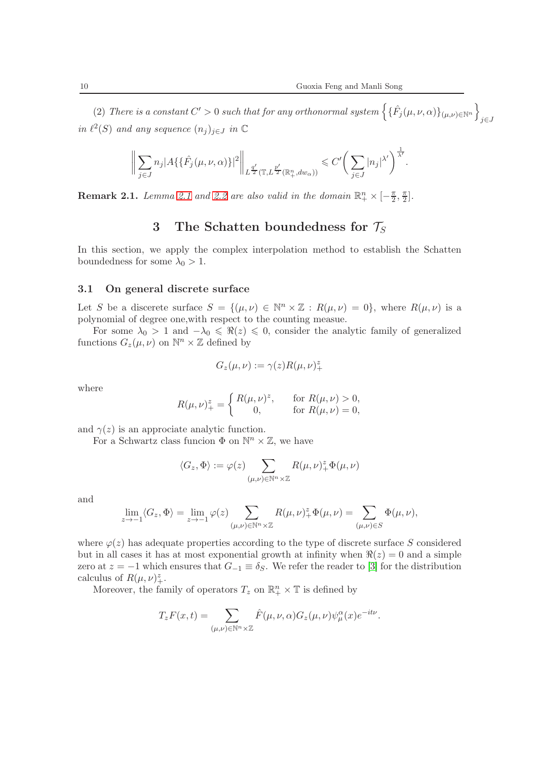(2) *There is a constant $C' > 0$ such that for any orthonormal system $\left\{\{\hat{F}_j(\mu,\nu,\alpha)\}_{(\mu,\nu)\in\mathbb{N}^n}\right\}_{j\in J}$ in $\ell^2(S)$ and any sequence $(n_j)_{j\in J}$ in $\mathbb{C}$*

$$\left\| \sum_{j\in J} n_j |A\{\{\hat{F}_j(\mu,\nu,\alpha)\}|^2 \right\|_{L^{\frac{q'}{2}}(\mathbb{T}, L^{\frac{p'}{2}}(\mathbb{R}^n_+, dw_\alpha))} \leqslant C' \left( \sum_{j\in J} |n_j|^{\lambda'} \right)^{\frac{1}{\lambda'}}.$$

**Remark 2.1.** *Lemma 2.1 and 2.2 are also valid in the domain $\mathbb{R}^n_+ \times [-\frac{\pi}{2}, \frac{\pi}{2}]$.*

# 3 The Schatten boundedness for $\mathcal{T}_S$

In this section, we apply the complex interpolation method to establish the Schatten boundedness for some $\lambda_0 > 1$.

## 3.1 On general discrete surface

Let $S$ be a discerete surface $S = \{(\mu,\nu) \in \mathbb{N}^n \times \mathbb{Z} : R(\mu,\nu) = 0\}$, where $R(\mu,\nu)$ is a polynomial of degree one,with respect to the counting measue.

For some $\lambda_0 > 1$ and $-\lambda_0 \leqslant \Re(z) \leqslant 0$, consider the analytic family of generalized functions $G_z(\mu,\nu)$ on $\mathbb{N}^n \times \mathbb{Z}$ defined by

$$G_z(\mu,\nu) := \gamma(z) R(\mu,\nu)^z_+$$

where

$$R(\mu,\nu)^z_+ = \begin{cases} R(\mu,\nu)^z, & \text{for } R(\mu,\nu) > 0, \\ 0, & \text{for } R(\mu,\nu) = 0, \end{cases}$$

and $\gamma(z)$ is an approciate analytic function.

For a Schwartz class funcion $\Phi$ on $\mathbb{N}^n \times \mathbb{Z}$, we have

$$\langle G_z, \Phi \rangle := \varphi(z) \sum_{(\mu,\nu)\in\mathbb{N}^n\times\mathbb{Z}} R(\mu,\nu)^z_+ \Phi(\mu,\nu)$$

and

$$\lim_{z\to -1} \langle G_z, \Phi \rangle = \lim_{z\to -1} \varphi(z) \sum_{(\mu,\nu)\in\mathbb{N}^n\times\mathbb{Z}} R(\mu,\nu)^z_+ \Phi(\mu,\nu) = \sum_{(\mu,\nu)\in S} \Phi(\mu,\nu),$$

where $\varphi(z)$ has adequate properties according to the type of discrete surface $S$ considered but in all cases it has at most exponential growth at infinity when $\Re(z) = 0$ and a simple zero at $z = -1$ which ensures that $G_{-1} \equiv \delta_S$. We refer the reader to [3] for the distribution calculus of $R(\mu,\nu)^z_+$.

Moreover, the family of operators $T_z$ on $\mathbb{R}^n_+ \times \mathbb{T}$ is defined by

$$T_z F(x,t) = \sum_{(\mu,\nu)\in\mathbb{N}^n\times\mathbb{Z}} \hat{F}(\mu,\nu,\alpha) G_z(\mu,\nu) \psi^\alpha_\mu(x) e^{-it\nu}.$$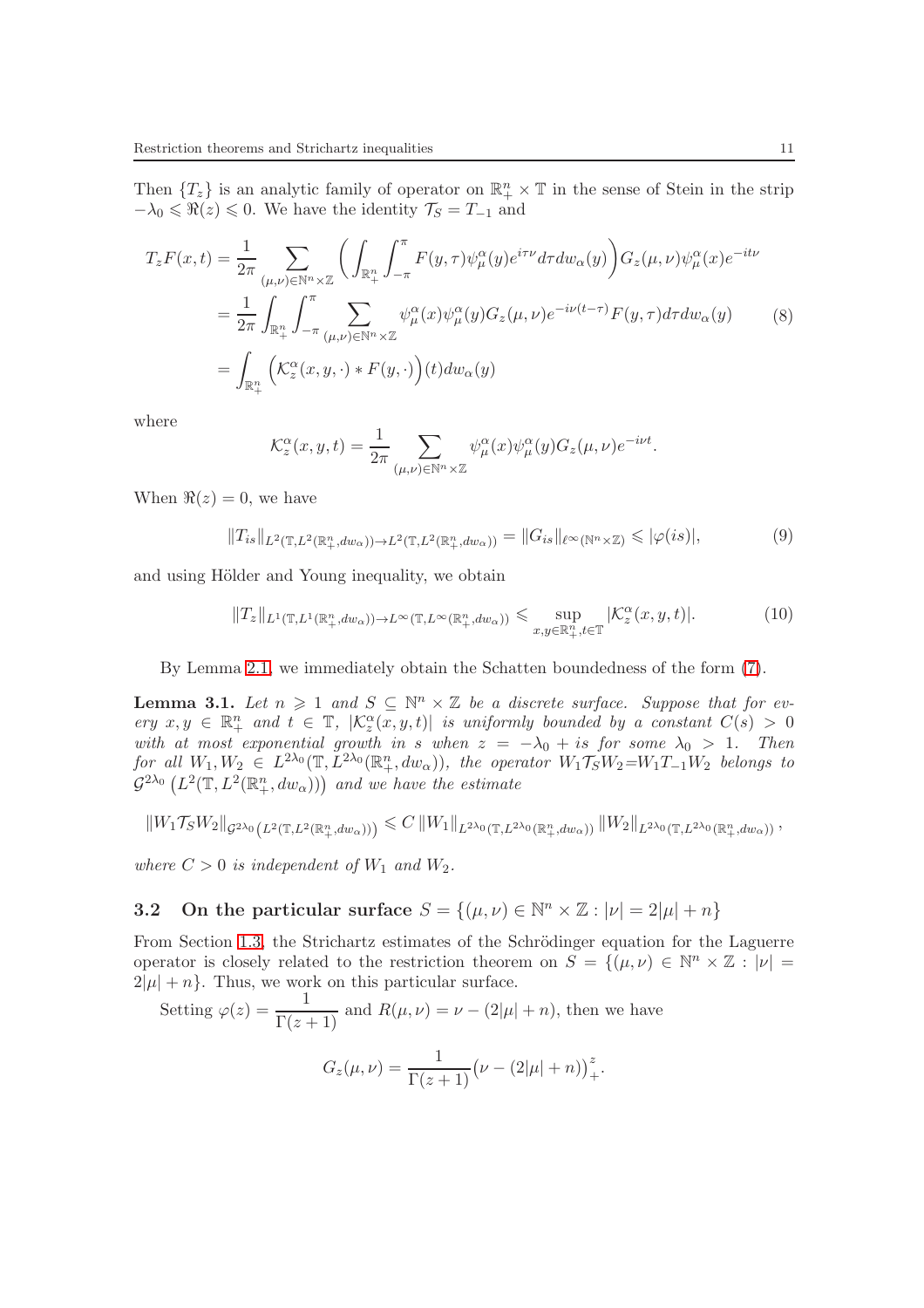Then $\{T_z\}$ is an analytic family of operator on $\mathbb{R}_+^n \times \mathbb{T}$ in the sense of Stein in the strip $-\lambda_0 \leqslant \Re(z) \leqslant 0$. We have the identity $\mathcal{T}_S = T_{-1}$ and

$$
\begin{aligned}
T_z F(x,t) &= \frac{1}{2\pi} \sum_{(\mu,\nu)\in\mathbb{N}^n\times\mathbb{Z}} \left( \int_{\mathbb{R}_+^n} \int_{-\pi}^{\pi} F(y,\tau)\psi_\mu^\alpha(y) e^{i\tau\nu} d\tau dw_\alpha(y) \right) G_z(\mu,\nu)\psi_\mu^\alpha(x) e^{-it\nu} \\
&= \frac{1}{2\pi} \int_{\mathbb{R}_+^n} \int_{-\pi}^{\pi} \sum_{(\mu,\nu)\in\mathbb{N}^n\times\mathbb{Z}} \psi_\mu^\alpha(x)\psi_\mu^\alpha(y) G_z(\mu,\nu) e^{-i\nu(t-\tau)} F(y,\tau) d\tau dw_\alpha(y) \qquad (8) \\
&= \int_{\mathbb{R}_+^n} \Big( \mathcal{K}_z^\alpha(x,y,\cdot) * F(y,\cdot) \Big)(t) dw_\alpha(y)
\end{aligned}
$$

where

$$
\mathcal{K}_z^\alpha(x,y,t) = \frac{1}{2\pi} \sum_{(\mu,\nu)\in\mathbb{N}^n\times\mathbb{Z}} \psi_\mu^\alpha(x)\psi_\mu^\alpha(y) G_z(\mu,\nu) e^{-i\nu t}.
$$

When $\Re(z) = 0$, we have

$$
\|T_{is}\|_{L^2(\mathbb{T},L^2(\mathbb{R}_+^n,dw_\alpha)) \to L^2(\mathbb{T},L^2(\mathbb{R}_+^n,dw_\alpha))} = \|G_{is}\|_{\ell^\infty(\mathbb{N}^n\times\mathbb{Z})} \leqslant |\varphi(is)|, \qquad (9)
$$

and using Hölder and Young inequality, we obtain

$$
\|T_z\|_{L^1(\mathbb{T},L^1(\mathbb{R}_+^n,dw_\alpha)) \to L^\infty(\mathbb{T},L^\infty(\mathbb{R}_+^n,dw_\alpha))} \leqslant \sup_{x,y\in\mathbb{R}_+^n, t\in\mathbb{T}} |\mathcal{K}_z^\alpha(x,y,t)|. \qquad (10)
$$

By Lemma 2.1, we immediately obtain the Schatten boundedness of the form (7).

**Lemma 3.1.** *Let $n \geqslant 1$ and $S \subseteq \mathbb{N}^n \times \mathbb{Z}$ be a discrete surface. Suppose that for every $x, y \in \mathbb{R}_+^n$ and $t \in \mathbb{T}$, $|\mathcal{K}_z^\alpha(x,y,t)|$ is uniformly bounded by a constant $C(s) > 0$ with at most exponential growth in $s$ when $z = -\lambda_0 + is$ for some $\lambda_0 > 1$. Then for all $W_1, W_2 \in L^{2\lambda_0}(\mathbb{T}, L^{2\lambda_0}(\mathbb{R}_+^n, dw_\alpha))$, the operator $W_1\mathcal{T}_S W_2 = W_1 T_{-1} W_2$ belongs to $\mathcal{G}^{2\lambda_0}\left(L^2(\mathbb{T}, L^2(\mathbb{R}_+^n, dw_\alpha))\right)$ and we have the estimate*

$$
\|W_1\mathcal{T}_S W_2\|_{\mathcal{G}^{2\lambda_0}\left(L^2(\mathbb{T},L^2(\mathbb{R}_+^n,dw_\alpha))\right)} \leqslant C \|W_1\|_{L^{2\lambda_0}(\mathbb{T},L^{2\lambda_0}(\mathbb{R}_+^n,dw_\alpha))} \|W_2\|_{L^{2\lambda_0}(\mathbb{T},L^{2\lambda_0}(\mathbb{R}_+^n,dw_\alpha))},
$$

*where $C > 0$ is independent of $W_1$ and $W_2$.*

### 3.2 On the particular surface $S = \{(\mu,\nu) \in \mathbb{N}^n \times \mathbb{Z} : |\nu| = 2|\mu| + n\}$

From Section 1.3, the Strichartz estimates of the Schrödinger equation for the Laguerre operator is closely related to the restriction theorem on $S = \{(\mu,\nu) \in \mathbb{N}^n \times \mathbb{Z} : |\nu| = 2|\mu| + n\}$. Thus, we work on this particular surface.

Setting $\varphi(z) = \dfrac{1}{\Gamma(z+1)}$ and $R(\mu,\nu) = \nu - (2|\mu| + n)$, then we have

$$
G_z(\mu,\nu) = \frac{1}{\Gamma(z+1)} \big(\nu - (2|\mu| + n)\big)_+^z.
$$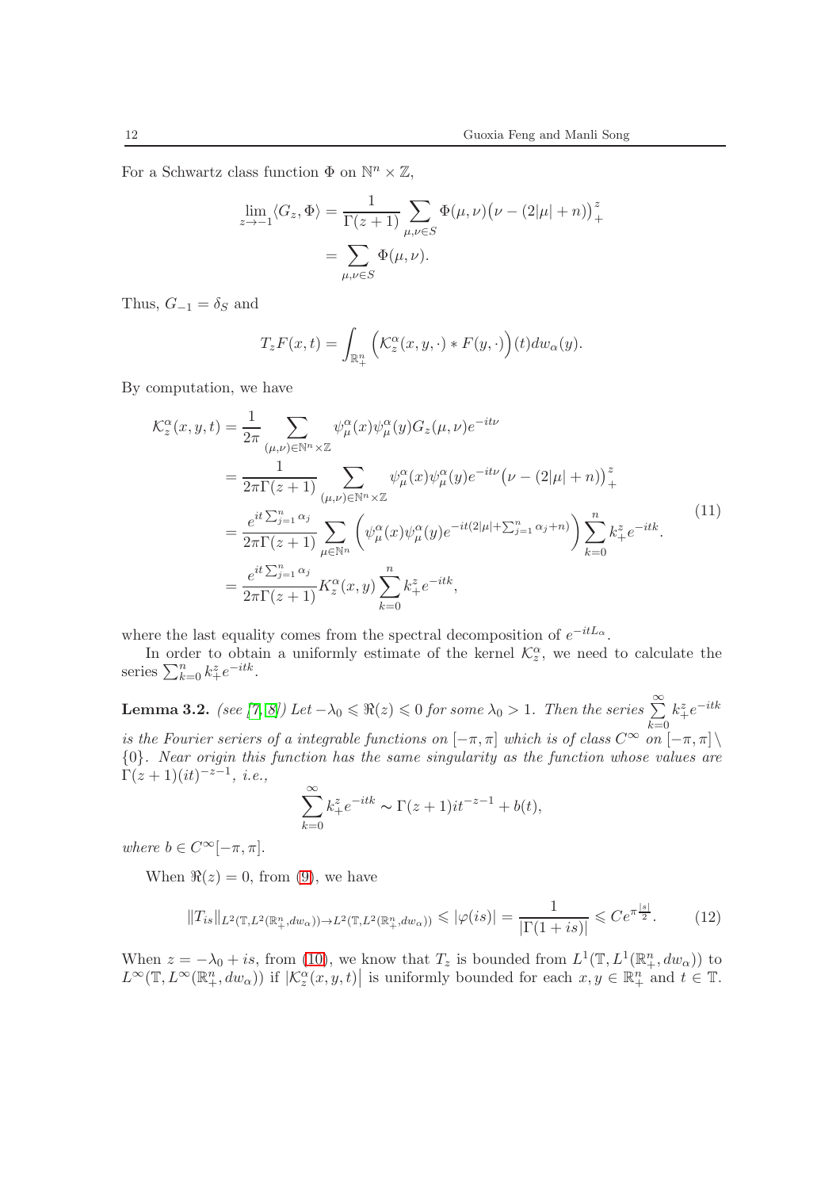For a Schwartz class function $\Phi$ on $\mathbb{N}^n \times \mathbb{Z}$,

$$
\begin{aligned}
\lim_{z\to -1}\langle G_z, \Phi\rangle &= \frac{1}{\Gamma(z+1)}\sum_{\mu,\nu\in S}\Phi(\mu,\nu)\big(\nu-(2|\mu|+n)\big)_+^z\\
&= \sum_{\mu,\nu\in S}\Phi(\mu,\nu).
\end{aligned}
$$

Thus, $G_{-1} = \delta_S$ and

$$
T_zF(x,t) = \int_{\mathbb{R}^n_+}\Big(\mathcal{K}^\alpha_z(x,y,\cdot) * F(y,\cdot)\Big)(t)dw_\alpha(y).
$$

By computation, we have

$$
\begin{aligned}
\mathcal{K}^\alpha_z(x,y,t) &= \frac{1}{2\pi}\sum_{(\mu,\nu)\in\mathbb{N}^n\times\mathbb{Z}}\psi^\alpha_\mu(x)\psi^\alpha_\mu(y)G_z(\mu,\nu)e^{-it\nu}\\
&= \frac{1}{2\pi\Gamma(z+1)}\sum_{(\mu,\nu)\in\mathbb{N}^n\times\mathbb{Z}}\psi^\alpha_\mu(x)\psi^\alpha_\mu(y)e^{-it\nu}\big(\nu-(2|\mu|+n)\big)_+^z\\
&= \frac{e^{it\sum_{j=1}^n\alpha_j}}{2\pi\Gamma(z+1)}\sum_{\mu\in\mathbb{N}^n}\left(\psi^\alpha_\mu(x)\psi^\alpha_\mu(y)e^{-it(2|\mu|+\sum_{j=1}^n\alpha_j+n)}\right)\sum_{k=0}^n k_+^z e^{-itk}.\\
&= \frac{e^{it\sum_{j=1}^n\alpha_j}}{2\pi\Gamma(z+1)}K^\alpha_z(x,y)\sum_{k=0}^n k_+^z e^{-itk},
\end{aligned}
\tag{11}
$$

where the last equality comes from the spectral decomposition of $e^{-itL_\alpha}$.

In order to obtain a uniformly estimate of the kernel $\mathcal{K}^\alpha_z$, we need to calculate the series $\sum_{k=0}^n k_+^z e^{-itk}$.

**Lemma 3.2.** *(see [7, 8]) Let $-\lambda_0 \leqslant \Re(z) \leqslant 0$ for some $\lambda_0 > 1$. Then the series $\sum\limits_{k=0}^{\infty} k_+^z e^{-itk}$ is the Fourier seriers of a integrable functions on $[-\pi,\pi]$ which is of class $C^\infty$ on $[-\pi,\pi]\setminus\{0\}$. Near origin this function has the same singularity as the function whose values are $\Gamma(z+1)(it)^{-z-1}$, i.e.,*

$$
\sum_{k=0}^{\infty} k_+^z e^{-itk} \sim \Gamma(z+1)it^{-z-1} + b(t),
$$

*where $b\in C^\infty[-\pi,\pi]$.*

When $\Re(z) = 0$, from (9), we have

$$
\|T_{is}\|_{L^2(\mathbb{T},L^2(\mathbb{R}^n_+,dw_\alpha))\to L^2(\mathbb{T},L^2(\mathbb{R}^n_+,dw_\alpha))} \leqslant |\varphi(is)| = \frac{1}{|\Gamma(1+is)|} \leqslant Ce^{\pi\frac{|s|}{2}}. \tag{12}
$$

When $z = -\lambda_0 + is$, from (10), we know that $T_z$ is bounded from $L^1(\mathbb{T},L^1(\mathbb{R}^n_+,dw_\alpha))$ to $L^\infty(\mathbb{T},L^\infty(\mathbb{R}^n_+,dw_\alpha))$ if $|\mathcal{K}^\alpha_z(x,y,t)|$ is uniformly bounded for each $x,y\in\mathbb{R}^n_+$ and $t\in\mathbb{T}$.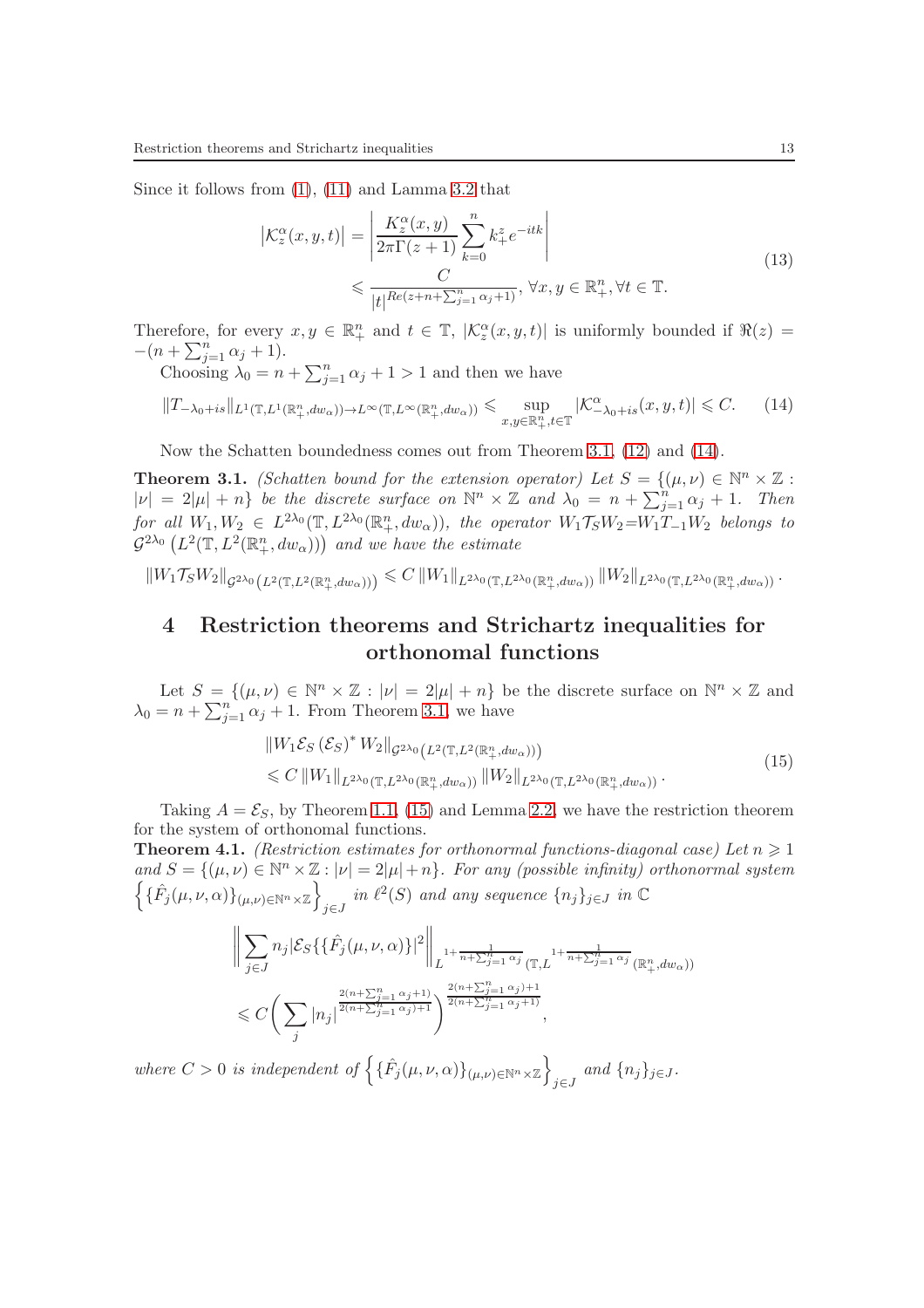Since it follows from (1), (11) and Lamma 3.2 that

$$
\begin{aligned}
\left|\mathcal{K}_z^{\alpha}(x,y,t)\right| &= \left|\frac{K_z^{\alpha}(x,y)}{2\pi\Gamma(z+1)}\sum_{k=0}^{n} k_+^z e^{-itk}\right| \\
&\leqslant \frac{C}{|t|^{Re(z+n+\sum_{j=1}^{n}\alpha_j+1)}},\ \forall x,y\in\mathbb{R}_+^n, \forall t\in\mathbb{T}.
\end{aligned} \tag{13}
$$

Therefore, for every $x,y\in\mathbb{R}_+^n$ and $t\in\mathbb{T}$, $|\mathcal{K}_z^{\alpha}(x,y,t)|$ is uniformly bounded if $\Re(z) = -(n+\sum_{j=1}^{n}\alpha_j+1)$.

Choosing $\lambda_0 = n+\sum_{j=1}^{n}\alpha_j+1>1$ and then we have

$$
\|T_{-\lambda_0+is}\|_{L^1(\mathbb{T},L^1(\mathbb{R}_+^n,dw_\alpha))\to L^\infty(\mathbb{T},L^\infty(\mathbb{R}_+^n,dw_\alpha))} \leqslant \sup_{x,y\in\mathbb{R}_+^n,t\in\mathbb{T}} |\mathcal{K}^{\alpha}_{-\lambda_0+is}(x,y,t)| \leqslant C. \tag{14}
$$

Now the Schatten boundedness comes out from Theorem 3.1, (12) and (14).

**Theorem 3.1.** *(Schatten bound for the extension operator) Let $S=\{(\mu,\nu)\in\mathbb{N}^n\times\mathbb{Z}: |\nu|=2|\mu|+n\}$ be the discrete surface on $\mathbb{N}^n\times\mathbb{Z}$ and $\lambda_0=n+\sum_{j=1}^{n}\alpha_j+1$. Then for all $W_1,W_2\in L^{2\lambda_0}(\mathbb{T},L^{2\lambda_0}(\mathbb{R}_+^n,dw_\alpha))$, the operator $W_1\mathcal{T}_SW_2$=$W_1T_{-1}W_2$ belongs to $\mathcal{G}^{2\lambda_0}\left(L^2(\mathbb{T},L^2(\mathbb{R}_+^n,dw_\alpha))\right)$ and we have the estimate*

$$
\|W_1\mathcal{T}_SW_2\|_{\mathcal{G}^{2\lambda_0}\left(L^2(\mathbb{T},L^2(\mathbb{R}_+^n,dw_\alpha))\right)} \leqslant C\,\|W_1\|_{L^{2\lambda_0}(\mathbb{T},L^{2\lambda_0}(\mathbb{R}_+^n,dw_\alpha))}\,\|W_2\|_{L^{2\lambda_0}(\mathbb{T},L^{2\lambda_0}(\mathbb{R}_+^n,dw_\alpha))}.
$$

# 4 Restriction theorems and Strichartz inequalities for orthonomal functions

Let $S=\{(\mu,\nu)\in\mathbb{N}^n\times\mathbb{Z}: |\nu|=2|\mu|+n\}$ be the discrete surface on $\mathbb{N}^n\times\mathbb{Z}$ and $\lambda_0=n+\sum_{j=1}^{n}\alpha_j+1$. From Theorem 3.1, we have

$$
\begin{aligned}
&\|W_1\mathcal{E}_S\left(\mathcal{E}_S\right)^*W_2\|_{\mathcal{G}^{2\lambda_0}\left(L^2(\mathbb{T},L^2(\mathbb{R}_+^n,dw_\alpha))\right)} \\
&\leqslant C\,\|W_1\|_{L^{2\lambda_0}(\mathbb{T},L^{2\lambda_0}(\mathbb{R}_+^n,dw_\alpha))}\,\|W_2\|_{L^{2\lambda_0}(\mathbb{T},L^{2\lambda_0}(\mathbb{R}_+^n,dw_\alpha))}.
\end{aligned} \tag{15}
$$

Taking $A=\mathcal{E}_S$, by Theorem 1.1, (15) and Lemma 2.2, we have the restriction theorem for the system of orthonormal functions.

**Theorem 4.1.** *(Restriction estimates for orthonormal functions-diagonal case) Let $n\geqslant 1$ and $S=\{(\mu,\nu)\in\mathbb{N}^n\times\mathbb{Z}: |\nu|=2|\mu|+n\}$. For any (possible infinity) orthonormal system $\left\{\{\hat{F}_j(\mu,\nu,\alpha)\}_{(\mu,\nu)\in\mathbb{N}^n\times\mathbb{Z}}\right\}_{j\in J}$ in $\ell^2(S)$ and any sequence $\{n_j\}_{j\in J}$ in $\mathbb{C}$*

$$
\begin{aligned}
&\left\|\sum_{j\in J} n_j|\mathcal{E}_S\{\{\hat{F}_j(\mu,\nu,\alpha)\}|^2\right\|_{L^{1+\frac{1}{n+\sum_{j=1}^{n}\alpha_j}}(\mathbb{T},L^{1+\frac{1}{n+\sum_{j=1}^{n}\alpha_j}}(\mathbb{R}_+^n,dw_\alpha))} \\
&\leqslant C\left(\sum_j |n_j|^{\frac{2(n+\sum_{j=1}^{n}\alpha_j+1)}{2(n+\sum_{j=1}^{n}\alpha_j)+1}}\right)^{\frac{2(n+\sum_{j=1}^{n}\alpha_j)+1}{2(n+\sum_{j=1}^{n}\alpha_j+1)}},
\end{aligned}
$$

*where $C>0$ is independent of $\left\{\{\hat{F}_j(\mu,\nu,\alpha)\}_{(\mu,\nu)\in\mathbb{N}^n\times\mathbb{Z}}\right\}_{j\in J}$ and $\{n_j\}_{j\in J}$.*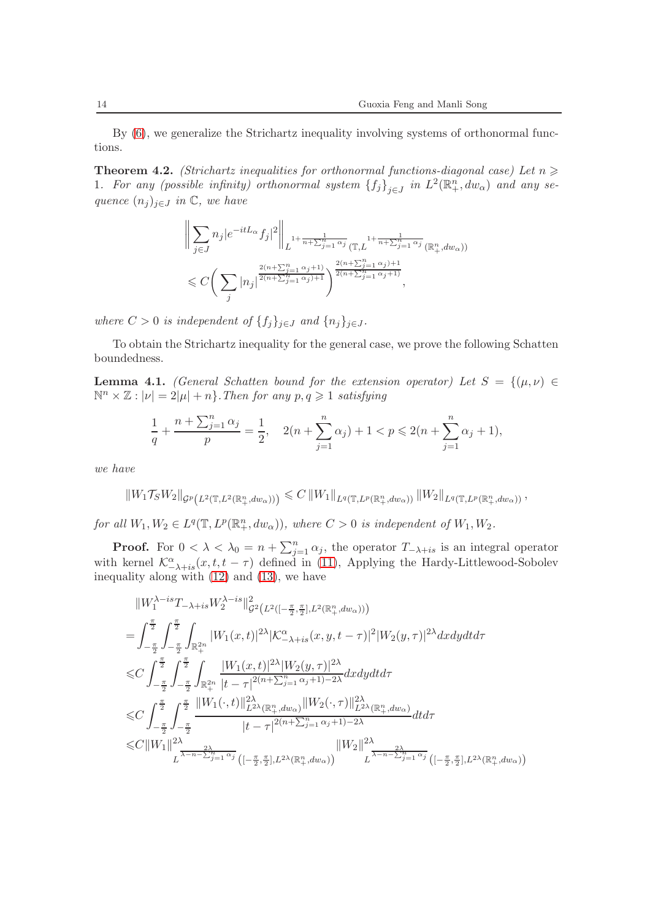By (6), we generalize the Strichartz inequality involving systems of orthonormal functions.

**Theorem 4.2.** *(Strichartz inequalities for orthonormal functions-diagonal case) Let $n \geqslant 1$. For any (possible infinity) orthonormal system $\{f_j\}_{j\in J}$ in $L^2(\mathbb{R}^n_+, dw_\alpha)$ and any sequence $(n_j)_{j\in J}$ in $\mathbb{C}$, we have*

$$\left\| \sum_{j\in J} n_j |e^{-itL_\alpha} f_j|^2 \right\|_{L^{1+\frac{1}{n+\sum_{j=1}^n \alpha_j}}(\mathbb{T}, L^{1+\frac{1}{n+\sum_{j=1}^n \alpha_j}}(\mathbb{R}^n_+, dw_\alpha))} \leqslant C \bigg( \sum_j |n_j|^{\frac{2(n+\sum_{j=1}^n \alpha_j+1)}{2(n+\sum_{j=1}^n \alpha_j)+1}} \bigg)^{\frac{2(n+\sum_{j=1}^n \alpha_j)+1}{2(n+\sum_{j=1}^n \alpha_j+1)}},$$

*where $C>0$ is independent of $\{f_j\}_{j\in J}$ and $\{n_j\}_{j\in J}$.*

To obtain the Strichartz inequality for the general case, we prove the following Schatten boundedness.

**Lemma 4.1.** *(General Schatten bound for the extension operator) Let $S = \{(\mu,\nu) \in \mathbb{N}^n \times \mathbb{Z} : |\nu| = 2|\mu| + n\}$. Then for any $p, q \geqslant 1$ satisfying*

$$\frac{1}{q} + \frac{n+\sum_{j=1}^n \alpha_j}{p} = \frac{1}{2}, \quad 2(n+\sum_{j=1}^n \alpha_j) + 1 < p \leqslant 2(n + \sum_{j=1}^n \alpha_j + 1),$$

*we have*

$$\|W_1 \mathcal{T}_S W_2\|_{\mathcal{G}^p\left(L^2(\mathbb{T}, L^2(\mathbb{R}^n_+, dw_\alpha))\right)} \leqslant C \|W_1\|_{L^q(\mathbb{T}, L^p(\mathbb{R}^n_+, dw_\alpha))} \|W_2\|_{L^q(\mathbb{T}, L^p(\mathbb{R}^n_+, dw_\alpha))},$$

*for all $W_1, W_2 \in L^q(\mathbb{T}, L^p(\mathbb{R}^n_+, dw_\alpha))$, where $C>0$ is independent of $W_1, W_2$.*

**Proof.** For $0 < \lambda < \lambda_0 = n + \sum_{j=1}^n \alpha_j$, the operator $T_{-\lambda+is}$ is an integral operator with kernel $\mathcal{K}^\alpha_{-\lambda+is}(x, t, t-\tau)$ defined in (11), Applying the Hardy-Littlewood-Sobolev inequality along with (12) and (13), we have

$$\begin{aligned}
&\|W_1^{\lambda-is} T_{-\lambda+is} W_2^{\lambda-is}\|^2_{\mathcal{G}^2\left(L^2([-\frac{\pi}{2},\frac{\pi}{2}], L^2(\mathbb{R}^n_+, dw_\alpha))\right)} \\
=&\int_{-\frac{\pi}{2}}^{\frac{\pi}{2}} \int_{-\frac{\pi}{2}}^{\frac{\pi}{2}} \int_{\mathbb{R}^{2n}_+} |W_1(x,t)|^{2\lambda} |\mathcal{K}^\alpha_{-\lambda+is}(x,y,t-\tau)|^2 |W_2(y,\tau)|^{2\lambda} dx dy dt d\tau \\
\leqslant& C \int_{-\frac{\pi}{2}}^{\frac{\pi}{2}} \int_{-\frac{\pi}{2}}^{\frac{\pi}{2}} \int_{\mathbb{R}^{2n}_+} \frac{|W_1(x,t)|^{2\lambda} |W_2(y,\tau)|^{2\lambda}}{|t-\tau|^{2(n+\sum_{j=1}^n \alpha_j+1)-2\lambda}} dx dy dt d\tau \\
\leqslant& C \int_{-\frac{\pi}{2}}^{\frac{\pi}{2}} \int_{-\frac{\pi}{2}}^{\frac{\pi}{2}} \frac{\|W_1(\cdot,t)\|^{2\lambda}_{L^{2\lambda}(\mathbb{R}^n_+, dw_\alpha)} \|W_2(\cdot,\tau)\|^{2\lambda}_{L^{2\lambda}(\mathbb{R}^n_+, dw_\alpha)}}{|t-\tau|^{2(n+\sum_{j=1}^n \alpha_j+1)-2\lambda}} dt d\tau \\
\leqslant& C \|W_1\|^{2\lambda}_{L^{\frac{2\lambda}{\lambda-n-\sum_{j=1}^n \alpha_j}}\left([-\frac{\pi}{2},\frac{\pi}{2}], L^{2\lambda}(\mathbb{R}^n_+, dw_\alpha)\right)} \|W_2\|^{2\lambda}_{L^{\frac{2\lambda}{\lambda-n-\sum_{j=1}^n \alpha_j}}\left([-\frac{\pi}{2},\frac{\pi}{2}], L^{2\lambda}(\mathbb{R}^n_+, dw_\alpha)\right)}
\end{aligned}$$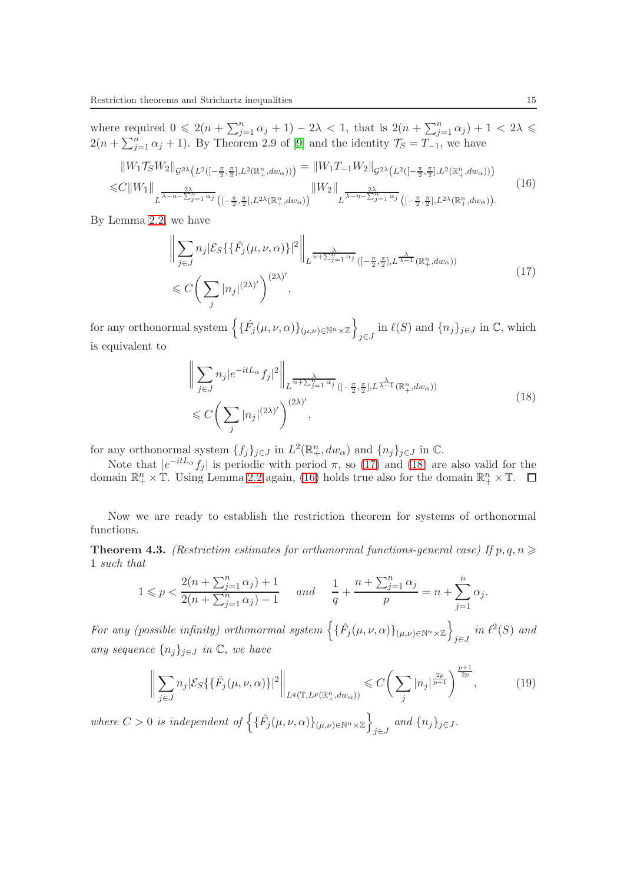where required $0 \leqslant 2(n+\sum_{j=1}^n \alpha_j+1)-2\lambda < 1$, that is $2(n+\sum_{j=1}^n \alpha_j)+1 < 2\lambda \leqslant 2(n+\sum_{j=1}^n \alpha_j+1)$. By Theorem 2.9 of [9] and the identity $\mathcal{T}_S = T_{-1}$, we have

$$
\begin{aligned}
&\|W_1 \mathcal{T}_S W_2\|_{\mathcal{G}^{2\lambda}\left(L^2([-\frac{\pi}{2},\frac{\pi}{2}],L^2(\mathbb{R}_+^n,dw_\alpha))\right)} = \|W_1 T_{-1} W_2\|_{\mathcal{G}^{2\lambda}\left(L^2([-\frac{\pi}{2},\frac{\pi}{2}],L^2(\mathbb{R}_+^n,dw_\alpha))\right)} \\
\leqslant & C\|W_1\|_{L^{\frac{2\lambda}{\lambda-n-\sum_{j=1}^n \alpha_j}}\left([-\frac{\pi}{2},\frac{\pi}{2}],L^{2\lambda}(\mathbb{R}_+^n,dw_\alpha)\right)} \|W_2\|_{L^{\frac{2\lambda}{\lambda-n-\sum_{j=1}^n \alpha_j}}\left([-\frac{\pi}{2},\frac{\pi}{2}],L^{2\lambda}(\mathbb{R}_+^n,dw_\alpha)\right)}.
\end{aligned}
\tag{16}
$$

By Lemma 2.2, we have

$$
\begin{aligned}
&\left\| \sum_{j\in J} n_j |\mathcal{E}_S\{\{\hat{F}_j(\mu,\nu,\alpha)\}|^2 \right\|_{L^{\frac{\lambda}{n+\sum_{j=1}^n \alpha_j}}([-\frac{\pi}{2},\frac{\pi}{2}],L^{\frac{\lambda}{\lambda-1}}(\mathbb{R}_+^n,dw_\alpha))} \\
\leqslant & C\left( \sum_j |n_j|^{(2\lambda)'} \right)^{(2\lambda)'},
\end{aligned}
\tag{17}
$$

for any orthonormal system $\left\{\{\hat{F}_j(\mu,\nu,\alpha)\}_{(\mu,\nu)\in\mathbb{N}^n\times\mathbb{Z}}\right\}_{j\in J}$ in $\ell(S)$ and $\{n_j\}_{j\in J}$ in $\mathbb{C}$, which is equivalent to

$$
\begin{aligned}
&\left\| \sum_{j\in J} n_j |e^{-itL_\alpha} f_j|^2 \right\|_{L^{\frac{\lambda}{n+\sum_{j=1}^n \alpha_j}}([-\frac{\pi}{2},\frac{\pi}{2}],L^{\frac{\lambda}{\lambda-1}}(\mathbb{R}_+^n,dw_\alpha))} \\
\leqslant & C\left( \sum_j |n_j|^{(2\lambda)'} \right)^{(2\lambda)'},
\end{aligned}
\tag{18}
$$

for any orthonormal system $\{f_j\}_{j\in J}$ in $L^2(\mathbb{R}_+^n, dw_\alpha)$ and $\{n_j\}_{j\in J}$ in $\mathbb{C}$.

Note that $|e^{-itL_\alpha} f_j|$ is periodic with period $\pi$, so (17) and (18) are also valid for the domain $\mathbb{R}_+^n \times \mathbb{T}$. Using Lemma 2.2 again, (16) holds true also for the domain $\mathbb{R}_+^n \times \mathbb{T}$. $\square$

Now we are ready to establish the restriction theorem for systems of orthonormal functions.

**Theorem 4.3.** *(Restriction estimates for orthonormal functions-general case) If $p, q, n \geqslant 1$ such that*

$$
1 \leqslant p < \frac{2(n+\sum_{j=1}^n \alpha_j)+1}{2(n+\sum_{j=1}^n \alpha_j)-1} \quad \text{and} \quad \frac{1}{q} + \frac{n+\sum_{j=1}^n \alpha_j}{p} = n + \sum_{j=1}^n \alpha_j.
$$

*For any (possible infinity) orthonormal system $\left\{\{\hat{F}_j(\mu,\nu,\alpha)\}_{(\mu,\nu)\in\mathbb{N}^n\times\mathbb{Z}}\right\}_{j\in J}$ in $\ell^2(S)$ and any sequence $\{n_j\}_{j\in J}$ in $\mathbb{C}$, we have*

$$
\left\| \sum_{j\in J} n_j |\mathcal{E}_S\{\{\hat{F}_j(\mu,\nu,\alpha)\}|^2 \right\|_{L^q(\mathbb{T},L^p(\mathbb{R}_+^n,dw_\alpha))} \leqslant C\left( \sum_j |n_j|^{\frac{2p}{p+1}} \right)^{\frac{p+1}{2p}},
\tag{19}
$$

*where $C > 0$ is independent of $\left\{\{\hat{F}_j(\mu,\nu,\alpha)\}_{(\mu,\nu)\in\mathbb{N}^n\times\mathbb{Z}}\right\}_{j\in J}$ and $\{n_j\}_{j\in J}$.*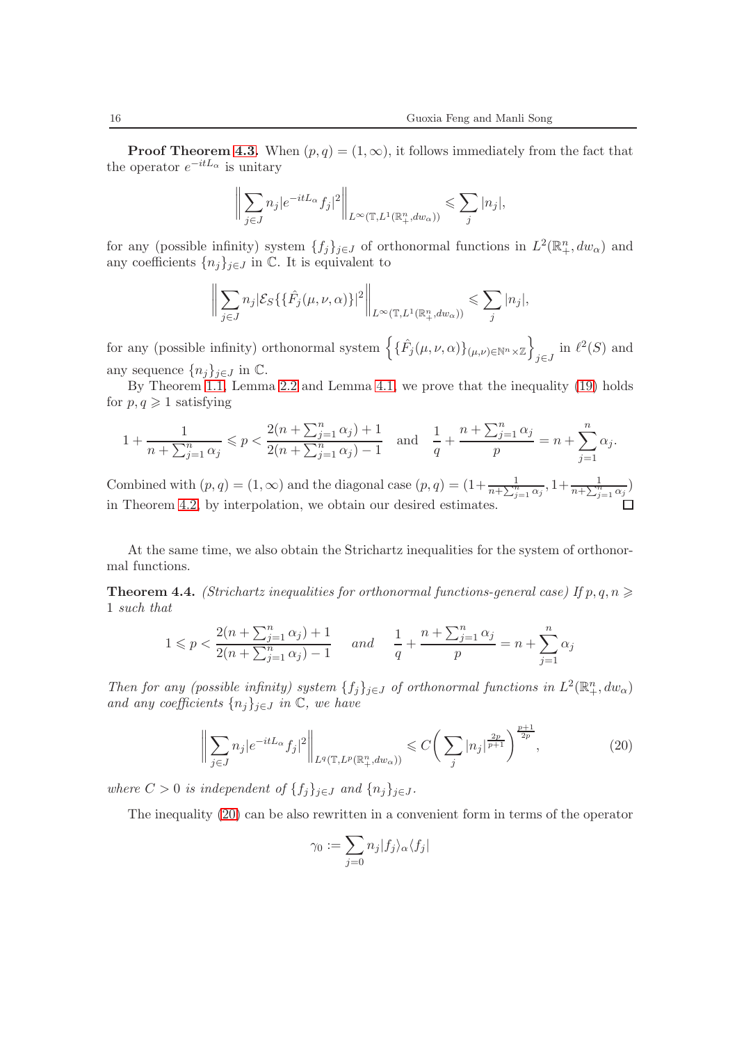**Proof Theorem 4.3.** When $(p, q) = (1, \infty)$, it follows immediately from the fact that the operator $e^{-itL_\alpha}$ is unitary

$$\left\| \sum_{j \in J} n_j |e^{-itL_\alpha} f_j|^2 \right\|_{L^\infty(\mathbb{T}, L^1(\mathbb{R}_+^n, dw_\alpha))} \leqslant \sum_j |n_j|,$$

for any (possible infinity) system $\{f_j\}_{j \in J}$ of orthonormal functions in $L^2(\mathbb{R}_+^n, dw_\alpha)$ and any coefficients $\{n_j\}_{j \in J}$ in $\mathbb{C}$. It is equivalent to

$$\left\| \sum_{j \in J} n_j |\mathcal{E}_S\{\{\hat{F}_j(\mu, \nu, \alpha)\}|^2 \right\|_{L^\infty(\mathbb{T}, L^1(\mathbb{R}_+^n, dw_\alpha))} \leqslant \sum_j |n_j|,$$

for any (possible infinity) orthonormal system $\left\{\{\hat{F}_j(\mu, \nu, \alpha)\}_{(\mu, \nu) \in \mathbb{N}^n \times \mathbb{Z}}\right\}_{j \in J}$ in $\ell^2(S)$ and any sequence $\{n_j\}_{j \in J}$ in $\mathbb{C}$.

By Theorem 1.1, Lemma 2.2 and Lemma 4.1, we prove that the inequality (19) holds for $p, q \geqslant 1$ satisfying

$$1 + \frac{1}{n + \sum_{j=1}^n \alpha_j} \leqslant p < \frac{2(n + \sum_{j=1}^n \alpha_j) + 1}{2(n + \sum_{j=1}^n \alpha_j) - 1} \quad \text{and} \quad \frac{1}{q} + \frac{n + \sum_{j=1}^n \alpha_j}{p} = n + \sum_{j=1}^n \alpha_j.$$

Combined with $(p, q) = (1, \infty)$ and the diagonal case $(p, q) = (1 + \frac{1}{n + \sum_{j=1}^n \alpha_j}, 1 + \frac{1}{n + \sum_{j=1}^n \alpha_j})$ in Theorem 4.2, by interpolation, we obtain our desired estimates. $\square$

At the same time, we also obtain the Strichartz inequalities for the system of orthonormal functions.

**Theorem 4.4.** *(Strichartz inequalities for orthonormal functions-general case) If $p, q, n \geqslant 1$ such that*

$$1 \leqslant p < \frac{2(n + \sum_{j=1}^n \alpha_j) + 1}{2(n + \sum_{j=1}^n \alpha_j) - 1} \quad \text{and} \quad \frac{1}{q} + \frac{n + \sum_{j=1}^n \alpha_j}{p} = n + \sum_{j=1}^n \alpha_j$$

*Then for any (possible infinity) system $\{f_j\}_{j \in J}$ of orthonormal functions in $L^2(\mathbb{R}_+^n, dw_\alpha)$ and any coefficients $\{n_j\}_{j \in J}$ in $\mathbb{C}$, we have*

$$\left\| \sum_{j \in J} n_j |e^{-itL_\alpha} f_j|^2 \right\|_{L^q(\mathbb{T}, L^p(\mathbb{R}_+^n, dw_\alpha))} \leqslant C \left( \sum_j |n_j|^{\frac{2p}{p+1}} \right)^{\frac{p+1}{2p}}, \tag{20}$$

*where $C > 0$ is independent of $\{f_j\}_{j \in J}$ and $\{n_j\}_{j \in J}$.*

The inequality (20) can be also rewritten in a convenient form in terms of the operator

$$\gamma_0 := \sum_{j=0} n_j |f_j\rangle_\alpha \langle f_j|$$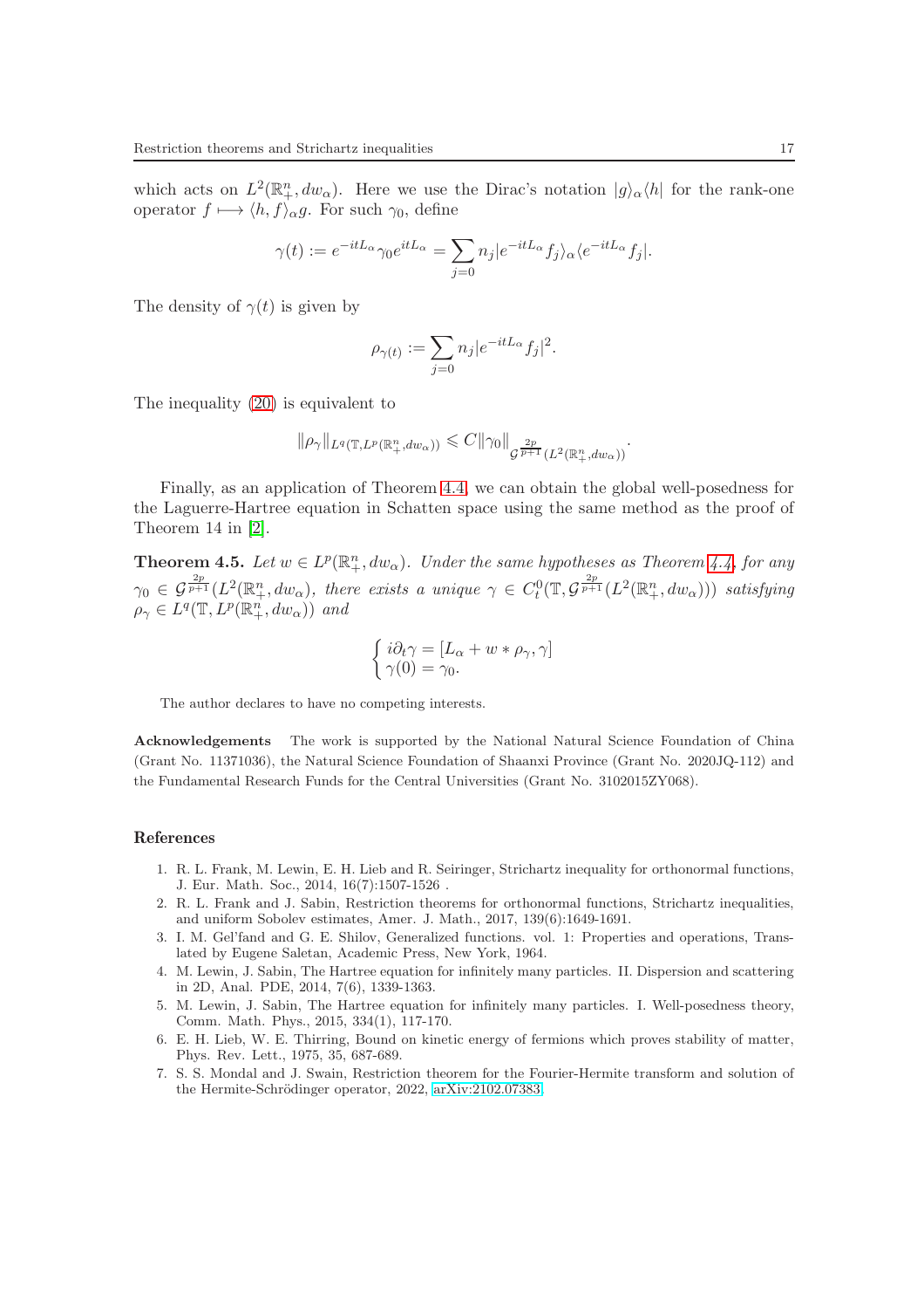which acts on $L^2(\mathbb{R}^n_+, dw_\alpha)$. Here we use the Dirac's notation $|g\rangle_\alpha\langle h|$ for the rank-one operator $f \longmapsto \langle h, f\rangle_\alpha g$. For such $\gamma_0$, define

$$\gamma(t) := e^{-itL_\alpha}\gamma_0 e^{itL_\alpha} = \sum_{j=0} n_j |e^{-itL_\alpha} f_j\rangle_\alpha \langle e^{-itL_\alpha} f_j|.$$

The density of $\gamma(t)$ is given by

$$\rho_{\gamma(t)} := \sum_{j=0} n_j |e^{-itL_\alpha} f_j|^2.$$

The inequality (20) is equivalent to

$$\|\rho_\gamma\|_{L^q(\mathbb{T}, L^p(\mathbb{R}^n_+, dw_\alpha))} \leqslant C\|\gamma_0\|_{\mathcal{G}^{\frac{2p}{p+1}}(L^2(\mathbb{R}^n_+, dw_\alpha))}.$$

Finally, as an application of Theorem 4.4, we can obtain the global well-posedness for the Laguerre-Hartree equation in Schatten space using the same method as the proof of Theorem 14 in [2].

**Theorem 4.5.** *Let $w \in L^p(\mathbb{R}^n_+, dw_\alpha)$. Under the same hypotheses as Theorem 4.4, for any $\gamma_0 \in \mathcal{G}^{\frac{2p}{p+1}}(L^2(\mathbb{R}^n_+, dw_\alpha))$, there exists a unique $\gamma \in C^0_t(\mathbb{T}, \mathcal{G}^{\frac{2p}{p+1}}(L^2(\mathbb{R}^n_+, dw_\alpha)))$ satisfying $\rho_\gamma \in L^q(\mathbb{T}, L^p(\mathbb{R}^n_+, dw_\alpha))$ and*

$$\begin{cases} i\partial_t \gamma = [L_\alpha + w * \rho_\gamma, \gamma] \\ \gamma(0) = \gamma_0. \end{cases}$$

The author declares to have no competing interests.

**Acknowledgements** The work is supported by the National Natural Science Foundation of China (Grant No. 11371036), the Natural Science Foundation of Shaanxi Province (Grant No. 2020JQ-112) and the Fundamental Research Funds for the Central Universities (Grant No. 3102015ZY068).

## References

1. R. L. Frank, M. Lewin, E. H. Lieb and R. Seiringer, Strichartz inequality for orthonormal functions, J. Eur. Math. Soc., 2014, 16(7):1507-1526 .
2. R. L. Frank and J. Sabin, Restriction theorems for orthonormal functions, Strichartz inequalities, and uniform Sobolev estimates, Amer. J. Math., 2017, 139(6):1649-1691.
3. I. M. Gel'fand and G. E. Shilov, Generalized functions. vol. 1: Properties and operations, Translated by Eugene Saletan, Academic Press, New York, 1964.
4. M. Lewin, J. Sabin, The Hartree equation for infinitely many particles. II. Dispersion and scattering in 2D, Anal. PDE, 2014, 7(6), 1339-1363.
5. M. Lewin, J. Sabin, The Hartree equation for infinitely many particles. I. Well-posedness theory, Comm. Math. Phys., 2015, 334(1), 117-170.
6. E. H. Lieb, W. E. Thirring, Bound on kinetic energy of fermions which proves stability of matter, Phys. Rev. Lett., 1975, 35, 687-689.
7. S. S. Mondal and J. Swain, Restriction theorem for the Fourier-Hermite transform and solution of the Hermite-Schrödinger operator, 2022, arXiv:2102.07383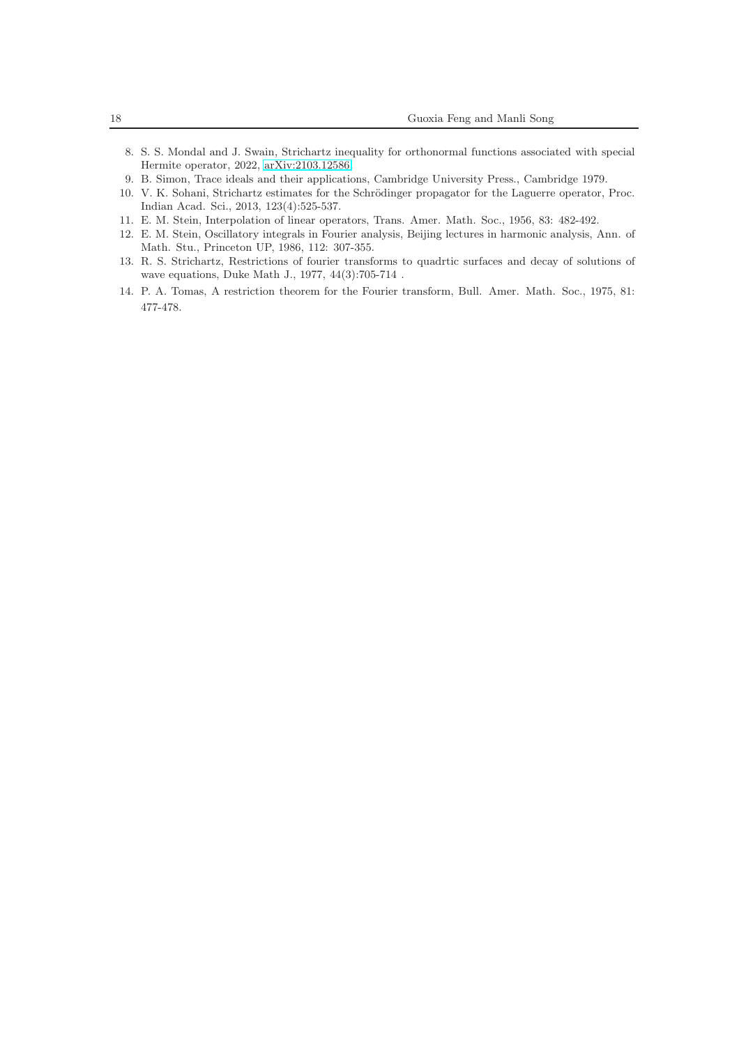8. S. S. Mondal and J. Swain, Strichartz inequality for orthonormal functions associated with special Hermite operator, 2022, arXiv:2103.12586
9. B. Simon, Trace ideals and their applications, Cambridge University Press., Cambridge 1979.
10. V. K. Sohani, Strichartz estimates for the Schrödinger propagator for the Laguerre operator, Proc. Indian Acad. Sci., 2013, 123(4):525-537.
11. E. M. Stein, Interpolation of linear operators, Trans. Amer. Math. Soc., 1956, 83: 482-492.
12. E. M. Stein, Oscillatory integrals in Fourier analysis, Beijing lectures in harmonic analysis, Ann. of Math. Stu., Princeton UP, 1986, 112: 307-355.
13. R. S. Strichartz, Restrictions of fourier transforms to quadrtic surfaces and decay of solutions of wave equations, Duke Math J., 1977, 44(3):705-714 .
14. P. A. Tomas, A restriction theorem for the Fourier transform, Bull. Amer. Math. Soc., 1975, 81: 477-478.